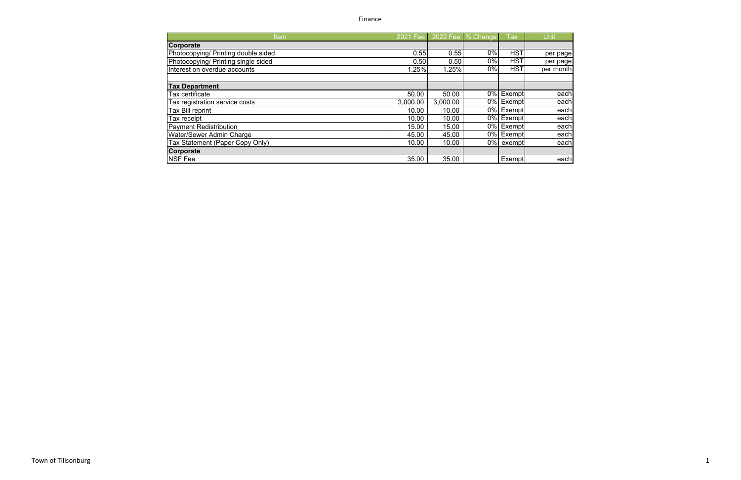# Finance

| Item | 2021 Fee | 2022 Fee | % Change | Tax | Unit |
|---|---|---|---|---|---|
| **Corporate** | | | | | |
| Photocopying/ Printing double sided | 0.55 | 0.55 | 0% | HST | per page |
| Photocopying/ Printing single sided | 0.50 | 0.50 | 0% | HST | per page |
| Interest on overdue accounts | 1.25% | 1.25% | 0% | HST | per month |
| | | | | | |
| **Tax Department** | | | | | |
| Tax certificate | 50.00 | 50.00 | 0% | Exempt | each |
| Tax registration service costs | 3,000.00 | 3,000.00 | 0% | Exempt | each |
| Tax Bill reprint | 10.00 | 10.00 | 0% | Exempt | each |
| Tax receipt | 10.00 | 10.00 | 0% | Exempt | each |
| Payment Redistribution | 15.00 | 15.00 | 0% | Exempt | each |
| Water/Sewer Admin Charge | 45.00 | 45.00 | 0% | Exempt | each |
| Tax Statement (Paper Copy Only) | 10.00 | 10.00 | 0% | exempt | each |
| **Corporate** | | | | | |
| NSF Fee | 35.00 | 35.00 | | Exempt | each |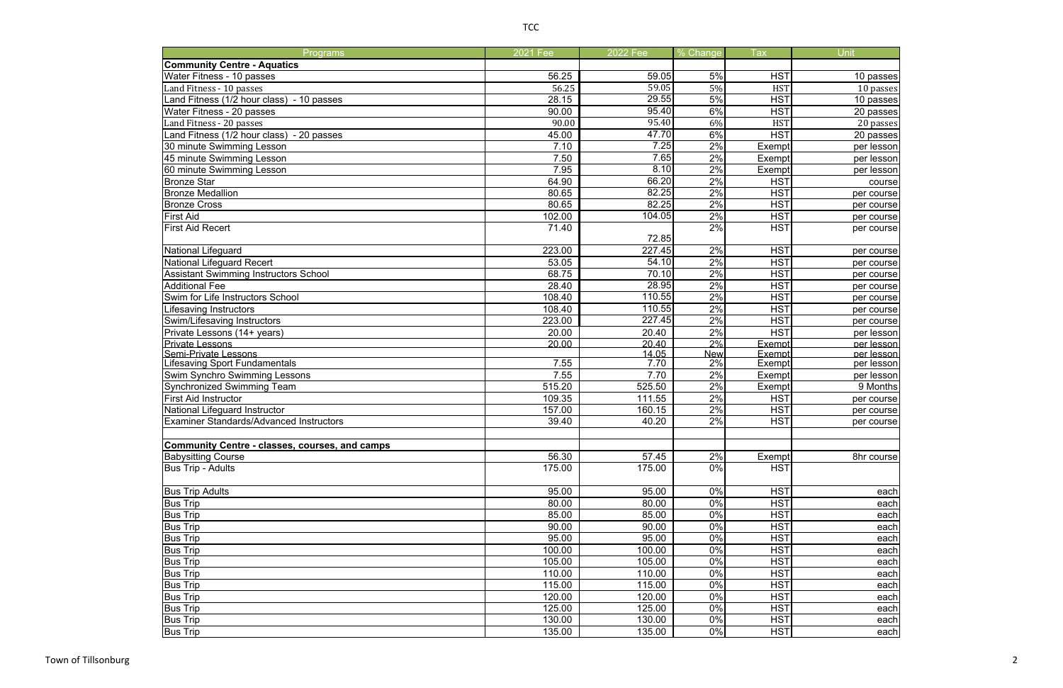| Programs | 2021 Fee | 2022 Fee | % Change | Tax | Unit |
|---|---|---|---|---|---|
| **Community Centre - Aquatics** | | | | | |
| Water Fitness - 10 passes | 56.25 | 59.05 | 5% | HST | 10 passes |
| Land Fitness - 10 passes | 56.25 | 59.05 | 5% | HST | 10 passes |
| Land Fitness (1/2 hour class) - 10 passes | 28.15 | 29.55 | 5% | HST | 10 passes |
| Water Fitness - 20 passes | 90.00 | 95.40 | 6% | HST | 20 passes |
| Land Fitness - 20 passes | 90.00 | 95.40 | 6% | HST | 20 passes |
| Land Fitness (1/2 hour class) - 20 passes | 45.00 | 47.70 | 6% | HST | 20 passes |
| 30 minute Swimming Lesson | 7.10 | 7.25 | 2% | Exempt | per lesson |
| 45 minute Swimming Lesson | 7.50 | 7.65 | 2% | Exempt | per lesson |
| 60 minute Swimming Lesson | 7.95 | 8.10 | 2% | Exempt | per lesson |
| Bronze Star | 64.90 | 66.20 | 2% | HST | course |
| Bronze Medallion | 80.65 | 82.25 | 2% | HST | per course |
| Bronze Cross | 80.65 | 82.25 | 2% | HST | per course |
| First Aid | 102.00 | 104.05 | 2% | HST | per course |
| First Aid Recert | 71.40 | 72.85 | 2% | HST | per course |
| National Lifeguard | 223.00 | 227.45 | 2% | HST | per course |
| National Lifeguard Recert | 53.05 | 54.10 | 2% | HST | per course |
| Assistant Swimming Instructors School | 68.75 | 70.10 | 2% | HST | per course |
| Additional Fee | 28.40 | 28.95 | 2% | HST | per course |
| Swim for Life Instructors School | 108.40 | 110.55 | 2% | HST | per course |
| Lifesaving Instructors | 108.40 | 110.55 | 2% | HST | per course |
| Swim/Lifesaving Instructors | 223.00 | 227.45 | 2% | HST | per course |
| Private Lessons (14+ years) | 20.00 | 20.40 | 2% | HST | per lesson |
| Private Lessons | 20.00 | 20.40 | 2% | Exempt | per lesson |
| Semi-Private Lessons | | 14.05 | New | Exempt | per lesson |
| Lifesaving Sport Fundamentals | 7.55 | 7.70 | 2% | Exempt | per lesson |
| Swim Synchro Swimming Lessons | 7.55 | 7.70 | 2% | Exempt | per lesson |
| Synchronized Swimming Team | 515.20 | 525.50 | 2% | Exempt | 9 Months |
| First Aid Instructor | 109.35 | 111.55 | 2% | HST | per course |
| National Lifeguard Instructor | 157.00 | 160.15 | 2% | HST | per course |
| Examiner Standards/Advanced Instructors | 39.40 | 40.20 | 2% | HST | per course |
| | | | | | |
| **Community Centre - classes, courses, and camps** | | | | | |
| Babysitting Course | 56.30 | 57.45 | 2% | Exempt | 8hr course |
| Bus Trip - Adults | 175.00 | 175.00 | 0% | HST | |
| Bus Trip Adults | 95.00 | 95.00 | 0% | HST | each |
| Bus Trip | 80.00 | 80.00 | 0% | HST | each |
| Bus Trip | 85.00 | 85.00 | 0% | HST | each |
| Bus Trip | 90.00 | 90.00 | 0% | HST | each |
| Bus Trip | 95.00 | 95.00 | 0% | HST | each |
| Bus Trip | 100.00 | 100.00 | 0% | HST | each |
| Bus Trip | 105.00 | 105.00 | 0% | HST | each |
| Bus Trip | 110.00 | 110.00 | 0% | HST | each |
| Bus Trip | 115.00 | 115.00 | 0% | HST | each |
| Bus Trip | 120.00 | 120.00 | 0% | HST | each |
| Bus Trip | 125.00 | 125.00 | 0% | HST | each |
| Bus Trip | 130.00 | 130.00 | 0% | HST | each |
| Bus Trip | 135.00 | 135.00 | 0% | HST | each |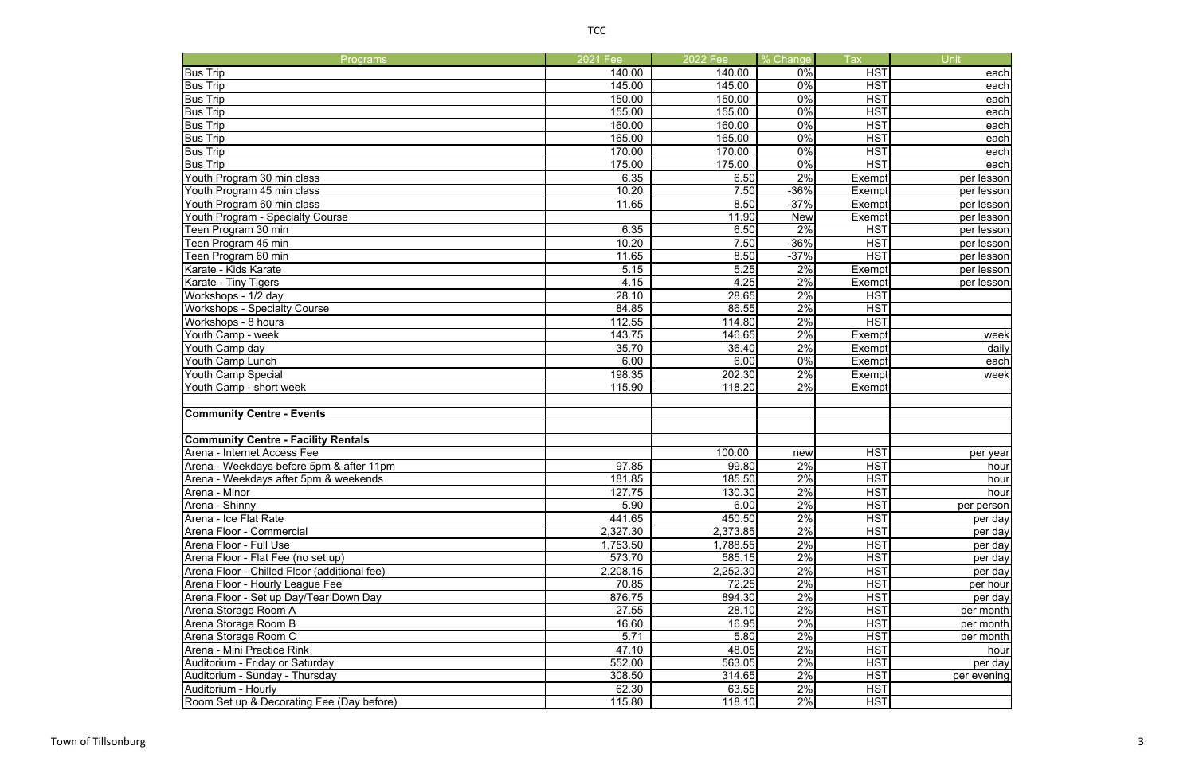| Programs | 2021 Fee | 2022 Fee | % Change | Tax | Unit |
|---|---|---|---|---|---|
| Bus Trip | 140.00 | 140.00 | 0% | HST | each |
| Bus Trip | 145.00 | 145.00 | 0% | HST | each |
| Bus Trip | 150.00 | 150.00 | 0% | HST | each |
| Bus Trip | 155.00 | 155.00 | 0% | HST | each |
| Bus Trip | 160.00 | 160.00 | 0% | HST | each |
| Bus Trip | 165.00 | 165.00 | 0% | HST | each |
| Bus Trip | 170.00 | 170.00 | 0% | HST | each |
| Bus Trip | 175.00 | 175.00 | 0% | HST | each |
| Youth Program 30 min class | 6.35 | 6.50 | 2% | Exempt | per lesson |
| Youth Program 45 min class | 10.20 | 7.50 | -36% | Exempt | per lesson |
| Youth Program 60 min class | 11.65 | 8.50 | -37% | Exempt | per lesson |
| Youth Program - Specialty Course | | 11.90 | New | Exempt | per lesson |
| Teen Program 30 min | 6.35 | 6.50 | 2% | HST | per lesson |
| Teen Program 45 min | 10.20 | 7.50 | -36% | HST | per lesson |
| Teen Program 60 min | 11.65 | 8.50 | -37% | HST | per lesson |
| Karate - Kids Karate | 5.15 | 5.25 | 2% | Exempt | per lesson |
| Karate - Tiny Tigers | 4.15 | 4.25 | 2% | Exempt | per lesson |
| Workshops - 1/2 day | 28.10 | 28.65 | 2% | HST | |
| Workshops - Specialty Course | 84.85 | 86.55 | 2% | HST | |
| Workshops - 8 hours | 112.55 | 114.80 | 2% | HST | |
| Youth Camp - week | 143.75 | 146.65 | 2% | Exempt | week |
| Youth Camp day | 35.70 | 36.40 | 2% | Exempt | daily |
| Youth Camp Lunch | 6.00 | 6.00 | 0% | Exempt | each |
| Youth Camp Special | 198.35 | 202.30 | 2% | Exempt | week |
| Youth Camp - short week | 115.90 | 118.20 | 2% | Exempt | |
| | | | | | |
| **Community Centre - Events** | | | | | |
| | | | | | |
| **Community Centre - Facility Rentals** | | | | | |
| Arena - Internet Access Fee | | 100.00 | new | HST | per year |
| Arena - Weekdays before 5pm & after 11pm | 97.85 | 99.80 | 2% | HST | hour |
| Arena - Weekdays after 5pm & weekends | 181.85 | 185.50 | 2% | HST | hour |
| Arena - Minor | 127.75 | 130.30 | 2% | HST | hour |
| Arena - Shinny | 5.90 | 6.00 | 2% | HST | per person |
| Arena - Ice Flat Rate | 441.65 | 450.50 | 2% | HST | per day |
| Arena Floor - Commercial | 2,327.30 | 2,373.85 | 2% | HST | per day |
| Arena Floor - Full Use | 1,753.50 | 1,788.55 | 2% | HST | per day |
| Arena Floor - Flat Fee (no set up) | 573.70 | 585.15 | 2% | HST | per day |
| Arena Floor - Chilled Floor (additional fee) | 2,208.15 | 2,252.30 | 2% | HST | per day |
| Arena Floor - Hourly League Fee | 70.85 | 72.25 | 2% | HST | per hour |
| Arena Floor - Set up Day/Tear Down Day | 876.75 | 894.30 | 2% | HST | per day |
| Arena Storage Room A | 27.55 | 28.10 | 2% | HST | per month |
| Arena Storage Room B | 16.60 | 16.95 | 2% | HST | per month |
| Arena Storage Room C | 5.71 | 5.80 | 2% | HST | per month |
| Arena - Mini Practice Rink | 47.10 | 48.05 | 2% | HST | hour |
| Auditorium - Friday or Saturday | 552.00 | 563.05 | 2% | HST | per day |
| Auditorium - Sunday - Thursday | 308.50 | 314.65 | 2% | HST | per evening |
| Auditorium - Hourly | 62.30 | 63.55 | 2% | HST | |
| Room Set up & Decorating Fee (Day before) | 115.80 | 118.10 | 2% | HST | |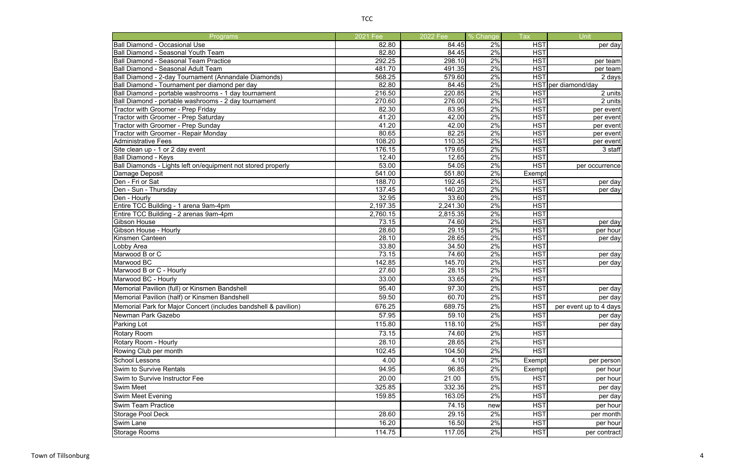# TCC

| Programs | 2021 Fee | 2022 Fee | % Change | Tax | Unit |
|---|---|---|---|---|---|
| Ball Diamond - Occasional Use | 82.80 | 84.45 | 2% | HST | per day |
| Ball Diamond - Seasonal Youth Team | 82.80 | 84.45 | 2% | HST | |
| Ball Diamond - Seasonal Team Practice | 292.25 | 298.10 | 2% | HST | per team |
| Ball Diamond - Seasonal Adult Team | 481.70 | 491.35 | 2% | HST | per team |
| Ball Diamond - 2-day Tournament (Annandale Diamonds) | 568.25 | 579.60 | 2% | HST | 2 days |
| Ball Diamond - Tournament per diamond per day | 82.80 | 84.45 | 2% | HST | per diamond/day |
| Ball Diamond - portable washrooms - 1 day tournament | 216.50 | 220.85 | 2% | HST | 2 units |
| Ball Diamond - portable washrooms - 2 day tournament | 270.60 | 276.00 | 2% | HST | 2 units |
| Tractor with Groomer - Prep Friday | 82.30 | 83.95 | 2% | HST | per event |
| Tractor with Groomer - Prep Saturday | 41.20 | 42.00 | 2% | HST | per event |
| Tractor with Groomer - Prep Sunday | 41.20 | 42.00 | 2% | HST | per event |
| Tractor with Groomer - Repair Monday | 80.65 | 82.25 | 2% | HST | per event |
| Administrative Fees | 108.20 | 110.35 | 2% | HST | per event |
| Site clean up - 1 or 2 day event | 176.15 | 179.65 | 2% | HST | 3 staff |
| Ball Diamond - Keys | 12.40 | 12.65 | 2% | HST | |
| Ball Diamonds - Lights left on/equipment not stored properly | 53.00 | 54.05 | 2% | HST | per occurrence |
| Damage Deposit | 541.00 | 551.80 | 2% | Exempt | |
| Den - Fri or Sat | 188.70 | 192.45 | 2% | HST | per day |
| Den - Sun - Thursday | 137.45 | 140.20 | 2% | HST | per day |
| Den - Hourly | 32.95 | 33.60 | 2% | HST | |
| Entire TCC Building - 1 arena 9am-4pm | 2,197.35 | 2,241.30 | 2% | HST | |
| Entire TCC Building - 2 arenas 9am-4pm | 2,760.15 | 2,815.35 | 2% | HST | |
| Gibson House | 73.15 | 74.60 | 2% | HST | per day |
| Gibson House - Hourly | 28.60 | 29.15 | 2% | HST | per hour |
| Kinsmen Canteen | 28.10 | 28.65 | 2% | HST | per day |
| Lobby Area | 33.80 | 34.50 | 2% | HST | |
| Marwood B or C | 73.15 | 74.60 | 2% | HST | per day |
| Marwood BC | 142.85 | 145.70 | 2% | HST | per day |
| Marwood B or C - Hourly | 27.60 | 28.15 | 2% | HST | |
| Marwood BC - Hourly | 33.00 | 33.65 | 2% | HST | |
| Memorial Pavilion (full) or Kinsmen Bandshell | 95.40 | 97.30 | 2% | HST | per day |
| Memorial Pavilion (half) or Kinsmen Bandshell | 59.50 | 60.70 | 2% | HST | per day |
| Memorial Park for Major Concert (includes bandshell & pavilion) | 676.25 | 689.75 | 2% | HST | per event up to 4 days |
| Newman Park Gazebo | 57.95 | 59.10 | 2% | HST | per day |
| Parking Lot | 115.80 | 118.10 | 2% | HST | per day |
| Rotary Room | 73.15 | 74.60 | 2% | HST | |
| Rotary Room - Hourly | 28.10 | 28.65 | 2% | HST | |
| Rowing Club per month | 102.45 | 104.50 | 2% | HST | |
| School Lessons | 4.00 | 4.10 | 2% | Exempt | per person |
| Swim to Survive Rentals | 94.95 | 96.85 | 2% | Exempt | per hour |
| Swim to Survive Instructor Fee | 20.00 | 21.00 | 5% | HST | per hour |
| Swim Meet | 325.85 | 332.35 | 2% | HST | per day |
| Swim Meet Evening | 159.85 | 163.05 | 2% | HST | per day |
| Swim Team Practice | | 74.15 | new | HST | per hour |
| Storage Pool Deck | 28.60 | 29.15 | 2% | HST | per month |
| Swim Lane | 16.20 | 16.50 | 2% | HST | per hour |
| Storage Rooms | 114.75 | 117.05 | 2% | HST | per contract |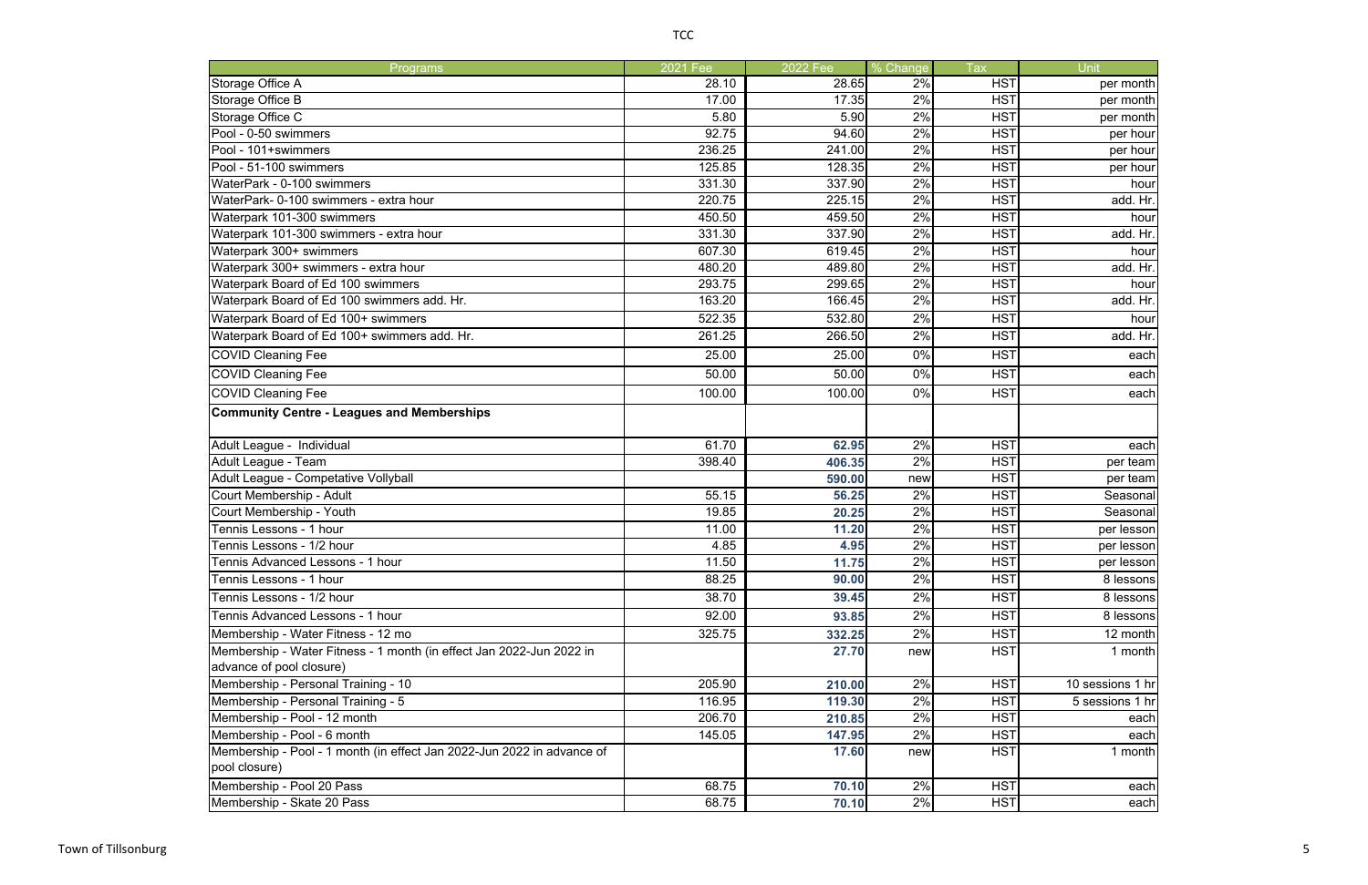| Programs | 2021 Fee | 2022 Fee | % Change | Tax | Unit |
|---|---|---|---|---|---|
| Storage Office A | 28.10 | 28.65 | 2% | HST | per month |
| Storage Office B | 17.00 | 17.35 | 2% | HST | per month |
| Storage Office C | 5.80 | 5.90 | 2% | HST | per month |
| Pool - 0-50 swimmers | 92.75 | 94.60 | 2% | HST | per hour |
| Pool - 101+swimmers | 236.25 | 241.00 | 2% | HST | per hour |
| Pool - 51-100 swimmers | 125.85 | 128.35 | 2% | HST | per hour |
| WaterPark - 0-100 swimmers | 331.30 | 337.90 | 2% | HST | hour |
| WaterPark- 0-100 swimmers - extra hour | 220.75 | 225.15 | 2% | HST | add. Hr. |
| Waterpark 101-300 swimmers | 450.50 | 459.50 | 2% | HST | hour |
| Waterpark 101-300 swimmers - extra hour | 331.30 | 337.90 | 2% | HST | add. Hr. |
| Waterpark 300+ swimmers | 607.30 | 619.45 | 2% | HST | hour |
| Waterpark 300+ swimmers - extra hour | 480.20 | 489.80 | 2% | HST | add. Hr. |
| Waterpark Board of Ed 100 swimmers | 293.75 | 299.65 | 2% | HST | hour |
| Waterpark Board of Ed 100 swimmers add. Hr. | 163.20 | 166.45 | 2% | HST | add. Hr. |
| Waterpark Board of Ed 100+ swimmers | 522.35 | 532.80 | 2% | HST | hour |
| Waterpark Board of Ed 100+ swimmers add. Hr. | 261.25 | 266.50 | 2% | HST | add. Hr. |
| COVID Cleaning Fee | 25.00 | 25.00 | 0% | HST | each |
| COVID Cleaning Fee | 50.00 | 50.00 | 0% | HST | each |
| COVID Cleaning Fee | 100.00 | 100.00 | 0% | HST | each |
| **Community Centre - Leagues and Memberships** | | | | | |
| Adult League - Individual | 61.70 | **62.95** | 2% | HST | each |
| Adult League - Team | 398.40 | **406.35** | 2% | HST | per team |
| Adult League - Competative Vollyball | | **590.00** | new | HST | per team |
| Court Membership - Adult | 55.15 | **56.25** | 2% | HST | Seasonal |
| Court Membership - Youth | 19.85 | **20.25** | 2% | HST | Seasonal |
| Tennis Lessons - 1 hour | 11.00 | **11.20** | 2% | HST | per lesson |
| Tennis Lessons - 1/2 hour | 4.85 | **4.95** | 2% | HST | per lesson |
| Tennis Advanced Lessons - 1 hour | 11.50 | **11.75** | 2% | HST | per lesson |
| Tennis Lessons - 1 hour | 88.25 | **90.00** | 2% | HST | 8 lessons |
| Tennis Lessons - 1/2 hour | 38.70 | **39.45** | 2% | HST | 8 lessons |
| Tennis Advanced Lessons - 1 hour | 92.00 | **93.85** | 2% | HST | 8 lessons |
| Membership - Water Fitness - 12 mo | 325.75 | **332.25** | 2% | HST | 12 month |
| Membership - Water Fitness - 1 month (in effect Jan 2022-Jun 2022 in advance of pool closure) | | **27.70** | new | HST | 1 month |
| Membership - Personal Training - 10 | 205.90 | **210.00** | 2% | HST | 10 sessions 1 hr |
| Membership - Personal Training - 5 | 116.95 | **119.30** | 2% | HST | 5 sessions 1 hr |
| Membership - Pool - 12 month | 206.70 | **210.85** | 2% | HST | each |
| Membership - Pool - 6 month | 145.05 | **147.95** | 2% | HST | each |
| Membership - Pool - 1 month (in effect Jan 2022-Jun 2022 in advance of pool closure) | | **17.60** | new | HST | 1 month |
| Membership - Pool 20 Pass | 68.75 | **70.10** | 2% | HST | each |
| Membership - Skate 20 Pass | 68.75 | **70.10** | 2% | HST | each |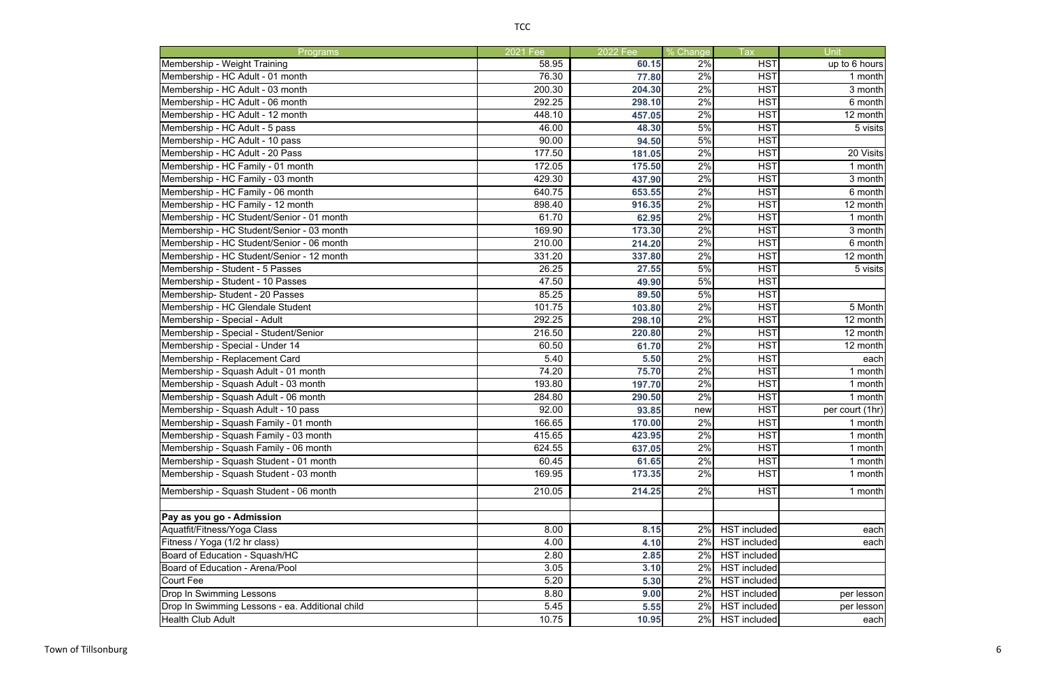| Programs | 2021 Fee | 2022 Fee | % Change | Tax | Unit |
|---|---|---|---|---|---|
| Membership - Weight Training | 58.95 | **60.15** | 2% | HST | up to 6 hours |
| Membership - HC Adult - 01 month | 76.30 | **77.80** | 2% | HST | 1 month |
| Membership - HC Adult - 03 month | 200.30 | **204.30** | 2% | HST | 3 month |
| Membership - HC Adult - 06 month | 292.25 | **298.10** | 2% | HST | 6 month |
| Membership - HC Adult - 12 month | 448.10 | **457.05** | 2% | HST | 12 month |
| Membership - HC Adult - 5 pass | 46.00 | **48.30** | 5% | HST | 5 visits |
| Membership - HC Adult - 10 pass | 90.00 | **94.50** | 5% | HST | |
| Membership - HC Adult - 20 Pass | 177.50 | **181.05** | 2% | HST | 20 Visits |
| Membership - HC Family - 01 month | 172.05 | **175.50** | 2% | HST | 1 month |
| Membership - HC Family - 03 month | 429.30 | **437.90** | 2% | HST | 3 month |
| Membership - HC Family - 06 month | 640.75 | **653.55** | 2% | HST | 6 month |
| Membership - HC Family - 12 month | 898.40 | **916.35** | 2% | HST | 12 month |
| Membership - HC Student/Senior - 01 month | 61.70 | **62.95** | 2% | HST | 1 month |
| Membership - HC Student/Senior - 03 month | 169.90 | **173.30** | 2% | HST | 3 month |
| Membership - HC Student/Senior - 06 month | 210.00 | **214.20** | 2% | HST | 6 month |
| Membership - HC Student/Senior - 12 month | 331.20 | **337.80** | 2% | HST | 12 month |
| Membership - Student - 5 Passes | 26.25 | **27.55** | 5% | HST | 5 visits |
| Membership - Student - 10 Passes | 47.50 | **49.90** | 5% | HST | |
| Membership- Student - 20 Passes | 85.25 | **89.50** | 5% | HST | |
| Membership - HC Glendale Student | 101.75 | **103.80** | 2% | HST | 5 Month |
| Membership - Special - Adult | 292.25 | **298.10** | 2% | HST | 12 month |
| Membership - Special - Student/Senior | 216.50 | **220.80** | 2% | HST | 12 month |
| Membership - Special - Under 14 | 60.50 | **61.70** | 2% | HST | 12 month |
| Membership - Replacement Card | 5.40 | **5.50** | 2% | HST | each |
| Membership - Squash Adult - 01 month | 74.20 | **75.70** | 2% | HST | 1 month |
| Membership - Squash Adult - 03 month | 193.80 | **197.70** | 2% | HST | 1 month |
| Membership - Squash Adult - 06 month | 284.80 | **290.50** | 2% | HST | 1 month |
| Membership - Squash Adult - 10 pass | 92.00 | **93.85** | new | HST | per court (1hr) |
| Membership - Squash Family - 01 month | 166.65 | **170.00** | 2% | HST | 1 month |
| Membership - Squash Family - 03 month | 415.65 | **423.95** | 2% | HST | 1 month |
| Membership - Squash Family - 06 month | 624.55 | **637.05** | 2% | HST | 1 month |
| Membership - Squash Student - 01 month | 60.45 | **61.65** | 2% | HST | 1 month |
| Membership - Squash Student - 03 month | 169.95 | **173.35** | 2% | HST | 1 month |
| Membership - Squash Student - 06 month | 210.05 | **214.25** | 2% | HST | 1 month |
| | | | | | |
| **Pay as you go - Admission** | | | | | |
| Aquatfit/Fitness/Yoga Class | 8.00 | **8.15** | 2% | HST included | each |
| Fitness / Yoga (1/2 hr class) | 4.00 | **4.10** | 2% | HST included | each |
| Board of Education - Squash/HC | 2.80 | **2.85** | 2% | HST included | |
| Board of Education - Arena/Pool | 3.05 | **3.10** | 2% | HST included | |
| Court Fee | 5.20 | **5.30** | 2% | HST included | |
| Drop In Swimming Lessons | 8.80 | **9.00** | 2% | HST included | per lesson |
| Drop In Swimming Lessons - ea. Additional child | 5.45 | **5.55** | 2% | HST included | per lesson |
| Health Club Adult | 10.75 | **10.95** | 2% | HST included | each |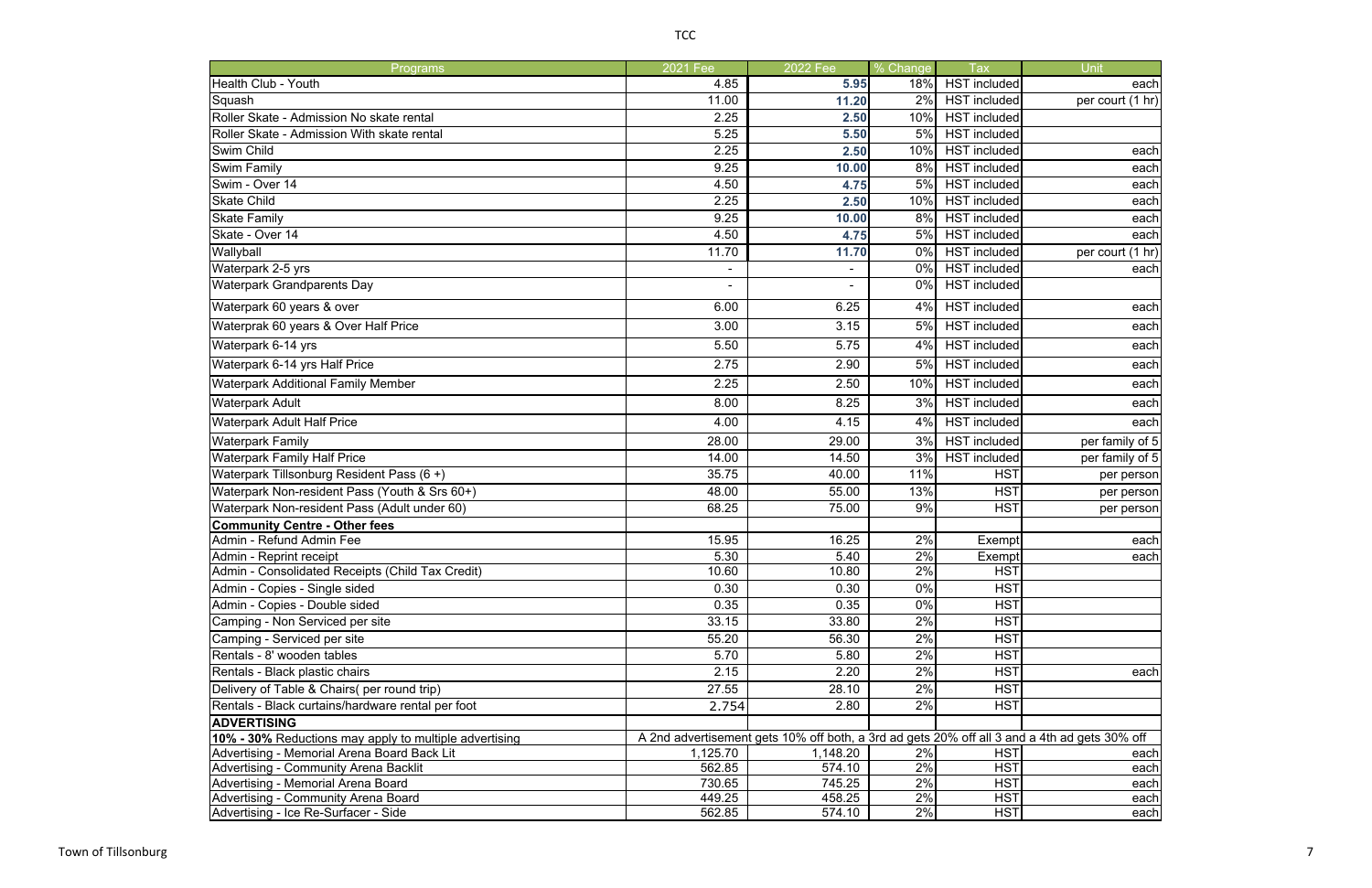| Programs | 2021 Fee | 2022 Fee | % Change | Tax | Unit |
|---|---|---|---|---|---|
| Health Club - Youth | 4.85 | **5.95** | 18% | HST included | each |
| Squash | 11.00 | **11.20** | 2% | HST included | per court (1 hr) |
| Roller Skate - Admission No skate rental | 2.25 | **2.50** | 10% | HST included | |
| Roller Skate - Admission With skate rental | 5.25 | **5.50** | 5% | HST included | |
| Swim Child | 2.25 | **2.50** | 10% | HST included | each |
| Swim Family | 9.25 | **10.00** | 8% | HST included | each |
| Swim - Over 14 | 4.50 | **4.75** | 5% | HST included | each |
| Skate Child | 2.25 | **2.50** | 10% | HST included | each |
| Skate Family | 9.25 | **10.00** | 8% | HST included | each |
| Skate - Over 14 | 4.50 | **4.75** | 5% | HST included | each |
| Wallyball | 11.70 | **11.70** | 0% | HST included | per court (1 hr) |
| Waterpark 2-5 yrs | - | - | 0% | HST included | each |
| Waterpark Grandparents Day | - | - | 0% | HST included | |
| Waterpark 60 years & over | 6.00 | 6.25 | 4% | HST included | each |
| Waterprak 60 years & Over Half Price | 3.00 | 3.15 | 5% | HST included | each |
| Waterpark 6-14 yrs | 5.50 | 5.75 | 4% | HST included | each |
| Waterpark 6-14 yrs Half Price | 2.75 | 2.90 | 5% | HST included | each |
| Waterpark Additional Family Member | 2.25 | 2.50 | 10% | HST included | each |
| Waterpark Adult | 8.00 | 8.25 | 3% | HST included | each |
| Waterpark Adult Half Price | 4.00 | 4.15 | 4% | HST included | each |
| Waterpark Family | 28.00 | 29.00 | 3% | HST included | per family of 5 |
| Waterpark Family Half Price | 14.00 | 14.50 | 3% | HST included | per family of 5 |
| Waterpark Tillsonburg Resident Pass (6 +) | 35.75 | 40.00 | 11% | HST | per person |
| Waterpark Non-resident Pass (Youth & Srs 60+) | 48.00 | 55.00 | 13% | HST | per person |
| Waterpark Non-resident Pass (Adult under 60) | 68.25 | 75.00 | 9% | HST | per person |
| **Community Centre - Other fees** | | | | | |
| Admin - Refund Admin Fee | 15.95 | 16.25 | 2% | Exempt | each |
| Admin - Reprint receipt | 5.30 | 5.40 | 2% | Exempt | each |
| Admin - Consolidated Receipts (Child Tax Credit) | 10.60 | 10.80 | 2% | HST | |
| Admin - Copies - Single sided | 0.30 | 0.30 | 0% | HST | |
| Admin - Copies - Double sided | 0.35 | 0.35 | 0% | HST | |
| Camping - Non Serviced per site | 33.15 | 33.80 | 2% | HST | |
| Camping - Serviced per site | 55.20 | 56.30 | 2% | HST | |
| Rentals - 8' wooden tables | 5.70 | 5.80 | 2% | HST | |
| Rentals - Black plastic chairs | 2.15 | 2.20 | 2% | HST | each |
| Delivery of Table & Chairs( per round trip) | 27.55 | 28.10 | 2% | HST | |
| Rentals - Black curtains/hardware rental per foot | 2.754 | 2.80 | 2% | HST | |
| **ADVERTISING** | | | | | |
| **10% - 30%** Reductions may apply to multiple advertising | A 2nd advertisement gets 10% off both, a 3rd ad gets 20% off all 3 and a 4th ad gets 30% off | | | | |
| Advertising - Memorial Arena Board Back Lit | 1,125.70 | 1,148.20 | 2% | HST | each |
| Advertising - Community Arena Backlit | 562.85 | 574.10 | 2% | HST | each |
| Advertising - Memorial Arena Board | 730.65 | 745.25 | 2% | HST | each |
| Advertising - Community Arena Board | 449.25 | 458.25 | 2% | HST | each |
| Advertising - Ice Re-Surfacer - Side | 562.85 | 574.10 | 2% | HST | each |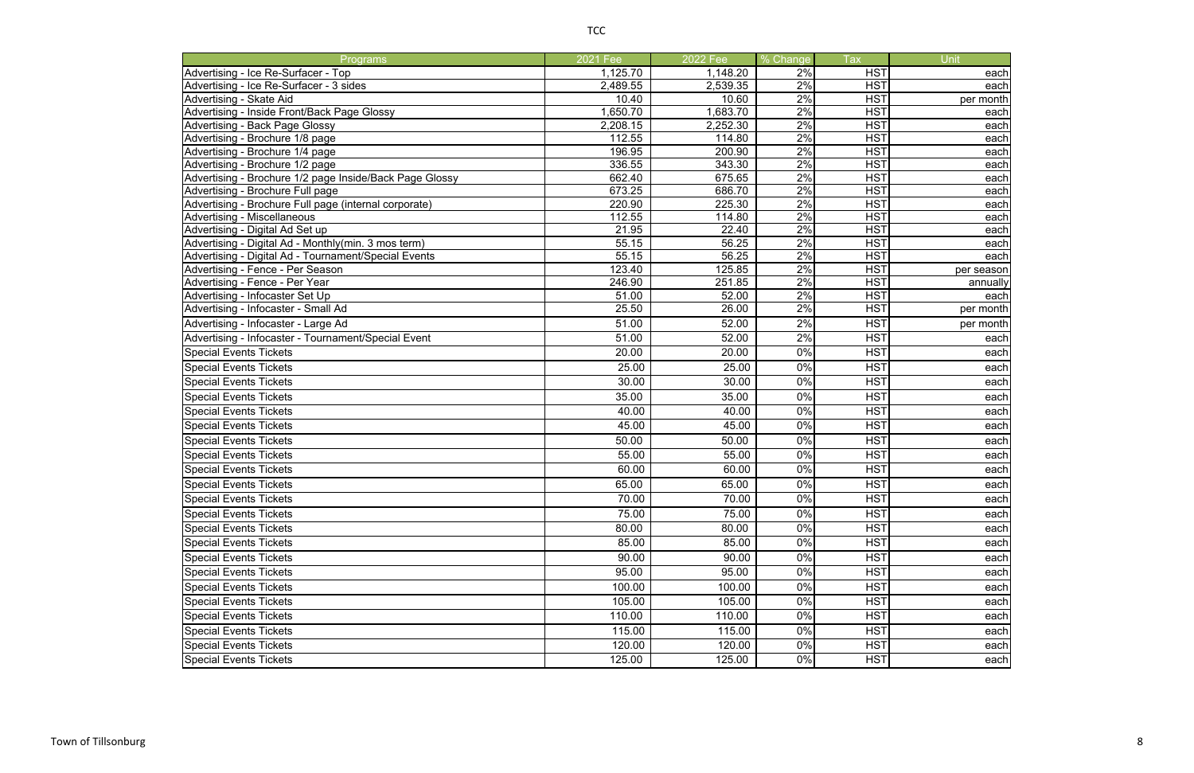| Programs | 2021 Fee | 2022 Fee | % Change | Tax | Unit |
|---|---|---|---|---|---|
| Advertising - Ice Re-Surfacer - Top | 1,125.70 | 1,148.20 | 2% | HST | each |
| Advertising - Ice Re-Surfacer - 3 sides | 2,489.55 | 2,539.35 | 2% | HST | each |
| Advertising - Skate Aid | 10.40 | 10.60 | 2% | HST | per month |
| Advertising - Inside Front/Back Page Glossy | 1,650.70 | 1,683.70 | 2% | HST | each |
| Advertising - Back Page Glossy | 2,208.15 | 2,252.30 | 2% | HST | each |
| Advertising - Brochure 1/8 page | 112.55 | 114.80 | 2% | HST | each |
| Advertising - Brochure 1/4 page | 196.95 | 200.90 | 2% | HST | each |
| Advertising - Brochure 1/2 page | 336.55 | 343.30 | 2% | HST | each |
| Advertising - Brochure 1/2 page Inside/Back Page Glossy | 662.40 | 675.65 | 2% | HST | each |
| Advertising - Brochure Full page | 673.25 | 686.70 | 2% | HST | each |
| Advertising - Brochure Full page (internal corporate) | 220.90 | 225.30 | 2% | HST | each |
| Advertising - Miscellaneous | 112.55 | 114.80 | 2% | HST | each |
| Advertising - Digital Ad Set up | 21.95 | 22.40 | 2% | HST | each |
| Advertising - Digital Ad - Monthly(min. 3 mos term) | 55.15 | 56.25 | 2% | HST | each |
| Advertising - Digital Ad - Tournament/Special Events | 55.15 | 56.25 | 2% | HST | each |
| Advertising - Fence - Per Season | 123.40 | 125.85 | 2% | HST | per season |
| Advertising - Fence - Per Year | 246.90 | 251.85 | 2% | HST | annually |
| Advertising - Infocaster Set Up | 51.00 | 52.00 | 2% | HST | each |
| Advertising - Infocaster - Small Ad | 25.50 | 26.00 | 2% | HST | per month |
| Advertising - Infocaster - Large Ad | 51.00 | 52.00 | 2% | HST | per month |
| Advertising - Infocaster - Tournament/Special Event | 51.00 | 52.00 | 2% | HST | each |
| Special Events Tickets | 20.00 | 20.00 | 0% | HST | each |
| Special Events Tickets | 25.00 | 25.00 | 0% | HST | each |
| Special Events Tickets | 30.00 | 30.00 | 0% | HST | each |
| Special Events Tickets | 35.00 | 35.00 | 0% | HST | each |
| Special Events Tickets | 40.00 | 40.00 | 0% | HST | each |
| Special Events Tickets | 45.00 | 45.00 | 0% | HST | each |
| Special Events Tickets | 50.00 | 50.00 | 0% | HST | each |
| Special Events Tickets | 55.00 | 55.00 | 0% | HST | each |
| Special Events Tickets | 60.00 | 60.00 | 0% | HST | each |
| Special Events Tickets | 65.00 | 65.00 | 0% | HST | each |
| Special Events Tickets | 70.00 | 70.00 | 0% | HST | each |
| Special Events Tickets | 75.00 | 75.00 | 0% | HST | each |
| Special Events Tickets | 80.00 | 80.00 | 0% | HST | each |
| Special Events Tickets | 85.00 | 85.00 | 0% | HST | each |
| Special Events Tickets | 90.00 | 90.00 | 0% | HST | each |
| Special Events Tickets | 95.00 | 95.00 | 0% | HST | each |
| Special Events Tickets | 100.00 | 100.00 | 0% | HST | each |
| Special Events Tickets | 105.00 | 105.00 | 0% | HST | each |
| Special Events Tickets | 110.00 | 110.00 | 0% | HST | each |
| Special Events Tickets | 115.00 | 115.00 | 0% | HST | each |
| Special Events Tickets | 120.00 | 120.00 | 0% | HST | each |
| Special Events Tickets | 125.00 | 125.00 | 0% | HST | each |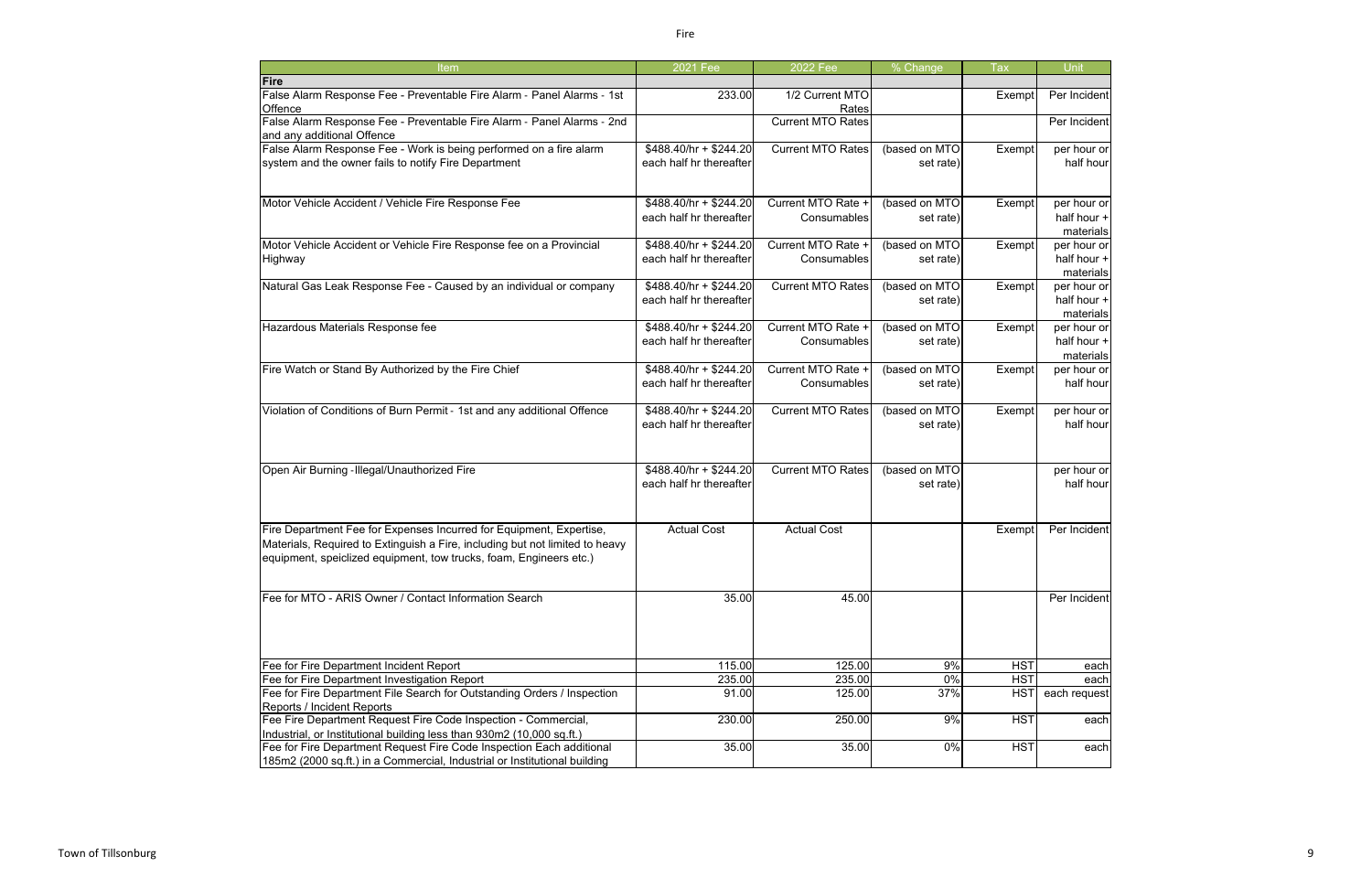| Item | 2021 Fee | 2022 Fee | % Change | Tax | Unit |
|---|---|---|---|---|---|
| **Fire** | | | | | |
| False Alarm Response Fee - Preventable Fire Alarm - Panel Alarms - 1st Offence | 233.00 | 1/2 Current MTO Rates | | Exempt | Per Incident |
| False Alarm Response Fee - Preventable Fire Alarm - Panel Alarms - 2nd and any additional Offence | | Current MTO Rates | | | Per Incident |
| False Alarm Response Fee - Work is being performed on a fire alarm system and the owner fails to notify Fire Department | $488.40/hr + $244.20 each half hr thereafter | Current MTO Rates | (based on MTO set rate) | Exempt | per hour or half hour |
| Motor Vehicle Accident / Vehicle Fire Response Fee | $488.40/hr + $244.20 each half hr thereafter | Current MTO Rate + Consumables | (based on MTO set rate) | Exempt | per hour or half hour + materials |
| Motor Vehicle Accident or Vehicle Fire Response fee on a Provincial Highway | $488.40/hr + $244.20 each half hr thereafter | Current MTO Rate + Consumables | (based on MTO set rate) | Exempt | per hour or half hour + materials |
| Natural Gas Leak Response Fee - Caused by an individual or company | $488.40/hr + $244.20 each half hr thereafter | Current MTO Rates | (based on MTO set rate) | Exempt | per hour or half hour + materials |
| Hazardous Materials Response fee | $488.40/hr + $244.20 each half hr thereafter | Current MTO Rate + Consumables | (based on MTO set rate) | Exempt | per hour or half hour + materials |
| Fire Watch or Stand By Authorized by the Fire Chief | $488.40/hr + $244.20 each half hr thereafter | Current MTO Rate + Consumables | (based on MTO set rate) | Exempt | per hour or half hour |
| Violation of Conditions of Burn Permit - 1st and any additional Offence | $488.40/hr + $244.20 each half hr thereafter | Current MTO Rates | (based on MTO set rate) | Exempt | per hour or half hour |
| Open Air Burning -Illegal/Unauthorized Fire | $488.40/hr + $244.20 each half hr thereafter | Current MTO Rates | (based on MTO set rate) | | per hour or half hour |
| Fire Department Fee for Expenses Incurred for Equipment, Expertise, Materials, Required to Extinguish a Fire, including but not limited to heavy equipment, speiclized equipment, tow trucks, foam, Engineers etc.) | Actual Cost | Actual Cost | | Exempt | Per Incident |
| Fee for MTO - ARIS Owner / Contact Information Search | 35.00 | 45.00 | | | Per Incident |
| Fee for Fire Department Incident Report | 115.00 | 125.00 | 9% | HST | each |
| Fee for Fire Department Investigation Report | 235.00 | 235.00 | 0% | HST | each |
| Fee for Fire Department File Search for Outstanding Orders / Inspection Reports / Incident Reports | 91.00 | 125.00 | 37% | HST | each request |
| Fee Fire Department Request Fire Code Inspection - Commercial, Industrial, or Institutional building less than 930m2 (10,000 sq.ft.) | 230.00 | 250.00 | 9% | HST | each |
| Fee for Fire Department Request Fire Code Inspection Each additional 185m2 (2000 sq.ft.) in a Commercial, Industrial or Institutional building | 35.00 | 35.00 | 0% | HST | each |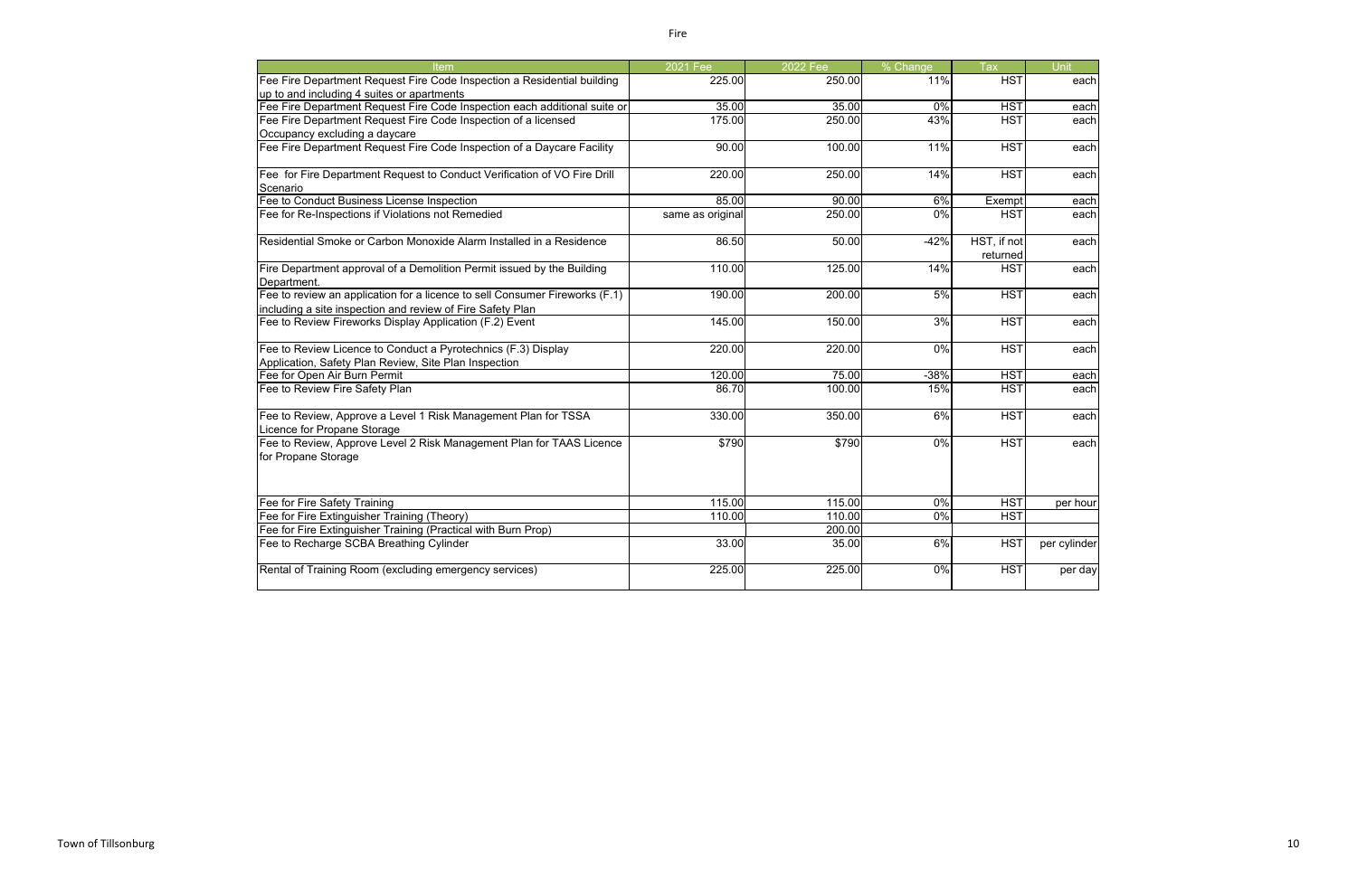# Fire

| Item | 2021 Fee | 2022 Fee | % Change | Tax | Unit |
|---|---|---|---|---|---|
| Fee Fire Department Request Fire Code Inspection a Residential building up to and including 4 suites or apartments | 225.00 | 250.00 | 11% | HST | each |
| Fee Fire Department Request Fire Code Inspection each additional suite or | 35.00 | 35.00 | 0% | HST | each |
| Fee Fire Department Request Fire Code Inspection of a licensed Occupancy excluding a daycare | 175.00 | 250.00 | 43% | HST | each |
| Fee Fire Department Request Fire Code Inspection of a Daycare Facility | 90.00 | 100.00 | 11% | HST | each |
| Fee for Fire Department Request to Conduct Verification of VO Fire Drill Scenario | 220.00 | 250.00 | 14% | HST | each |
| Fee to Conduct Business License Inspection | 85.00 | 90.00 | 6% | Exempt | each |
| Fee for Re-Inspections if Violations not Remedied | same as original | 250.00 | 0% | HST | each |
| Residential Smoke or Carbon Monoxide Alarm Installed in a Residence | 86.50 | 50.00 | -42% | HST, if not returned | each |
| Fire Department approval of a Demolition Permit issued by the Building Department. | 110.00 | 125.00 | 14% | HST | each |
| Fee to review an application for a licence to sell Consumer Fireworks (F.1) including a site inspection and review of Fire Safety Plan | 190.00 | 200.00 | 5% | HST | each |
| Fee to Review Fireworks Display Application (F.2) Event | 145.00 | 150.00 | 3% | HST | each |
| Fee to Review Licence to Conduct a Pyrotechnics (F.3) Display Application, Safety Plan Review, Site Plan Inspection | 220.00 | 220.00 | 0% | HST | each |
| Fee for Open Air Burn Permit | 120.00 | 75.00 | -38% | HST | each |
| Fee to Review Fire Safety Plan | 86.70 | 100.00 | 15% | HST | each |
| Fee to Review, Approve a Level 1 Risk Management Plan for TSSA Licence for Propane Storage | 330.00 | 350.00 | 6% | HST | each |
| Fee to Review, Approve Level 2 Risk Management Plan for TAAS Licence for Propane Storage | $790 | $790 | 0% | HST | each |
| Fee for Fire Safety Training | 115.00 | 115.00 | 0% | HST | per hour |
| Fee for Fire Extinguisher Training (Theory) | 110.00 | 110.00 | 0% | HST | |
| Fee for Fire Extinguisher Training (Practical with Burn Prop) | | 200.00 | | | |
| Fee to Recharge SCBA Breathing Cylinder | 33.00 | 35.00 | 6% | HST | per cylinder |
| Rental of Training Room (excluding emergency services) | 225.00 | 225.00 | 0% | HST | per day |

Town of Tillsonburg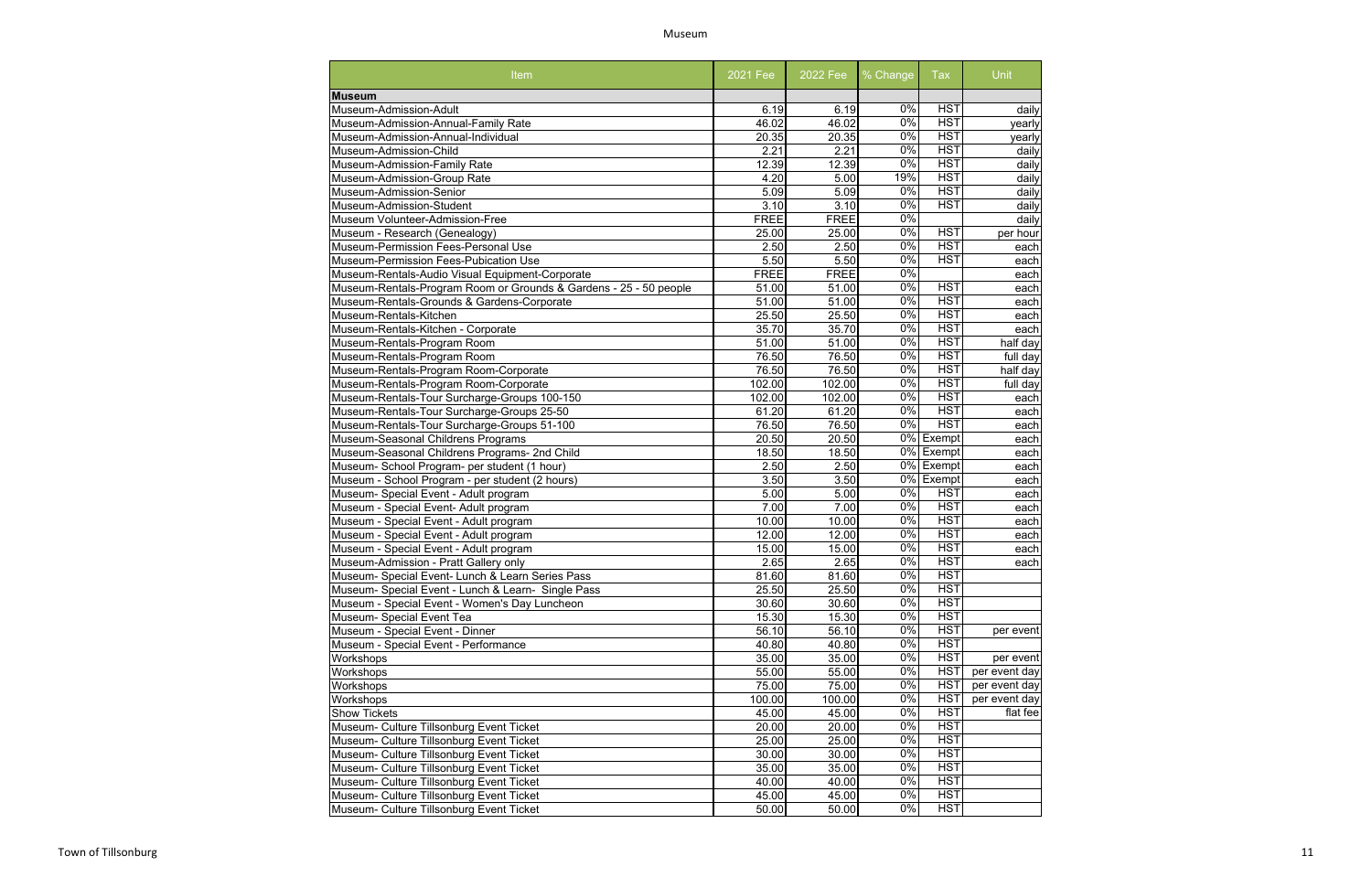| Item | 2021 Fee | 2022 Fee | % Change | Tax | Unit |
|---|---|---|---|---|---|
| **Museum** | | | | | |
| Museum-Admission-Adult | 6.19 | 6.19 | 0% | HST | daily |
| Museum-Admission-Annual-Family Rate | 46.02 | 46.02 | 0% | HST | yearly |
| Museum-Admission-Annual-Individual | 20.35 | 20.35 | 0% | HST | yearly |
| Museum-Admission-Child | 2.21 | 2.21 | 0% | HST | daily |
| Museum-Admission-Family Rate | 12.39 | 12.39 | 0% | HST | daily |
| Museum-Admission-Group Rate | 4.20 | 5.00 | 19% | HST | daily |
| Museum-Admission-Senior | 5.09 | 5.09 | 0% | HST | daily |
| Museum-Admission-Student | 3.10 | 3.10 | 0% | HST | daily |
| Museum Volunteer-Admission-Free | FREE | FREE | 0% | | daily |
| Museum - Research (Genealogy) | 25.00 | 25.00 | 0% | HST | per hour |
| Museum-Permission Fees-Personal Use | 2.50 | 2.50 | 0% | HST | each |
| Museum-Permission Fees-Pubication Use | 5.50 | 5.50 | 0% | HST | each |
| Museum-Rentals-Audio Visual Equipment-Corporate | FREE | FREE | 0% | | each |
| Museum-Rentals-Program Room or Grounds & Gardens - 25 - 50 people | 51.00 | 51.00 | 0% | HST | each |
| Museum-Rentals-Grounds & Gardens-Corporate | 51.00 | 51.00 | 0% | HST | each |
| Museum-Rentals-Kitchen | 25.50 | 25.50 | 0% | HST | each |
| Museum-Rentals-Kitchen - Corporate | 35.70 | 35.70 | 0% | HST | each |
| Museum-Rentals-Program Room | 51.00 | 51.00 | 0% | HST | half day |
| Museum-Rentals-Program Room | 76.50 | 76.50 | 0% | HST | full day |
| Museum-Rentals-Program Room-Corporate | 76.50 | 76.50 | 0% | HST | half day |
| Museum-Rentals-Program Room-Corporate | 102.00 | 102.00 | 0% | HST | full day |
| Museum-Rentals-Tour Surcharge-Groups 100-150 | 102.00 | 102.00 | 0% | HST | each |
| Museum-Rentals-Tour Surcharge-Groups 25-50 | 61.20 | 61.20 | 0% | HST | each |
| Museum-Rentals-Tour Surcharge-Groups 51-100 | 76.50 | 76.50 | 0% | HST | each |
| Museum-Seasonal Childrens Programs | 20.50 | 20.50 | 0% | Exempt | each |
| Museum-Seasonal Childrens Programs- 2nd Child | 18.50 | 18.50 | 0% | Exempt | each |
| Museum- School Program- per student (1 hour) | 2.50 | 2.50 | 0% | Exempt | each |
| Museum - School Program - per student (2 hours) | 3.50 | 3.50 | 0% | Exempt | each |
| Museum- Special Event - Adult program | 5.00 | 5.00 | 0% | HST | each |
| Museum - Special Event- Adult program | 7.00 | 7.00 | 0% | HST | each |
| Museum - Special Event - Adult program | 10.00 | 10.00 | 0% | HST | each |
| Museum - Special Event - Adult program | 12.00 | 12.00 | 0% | HST | each |
| Museum - Special Event - Adult program | 15.00 | 15.00 | 0% | HST | each |
| Museum-Admission - Pratt Gallery only | 2.65 | 2.65 | 0% | HST | each |
| Museum- Special Event- Lunch & Learn Series Pass | 81.60 | 81.60 | 0% | HST | |
| Museum- Special Event - Lunch & Learn- Single Pass | 25.50 | 25.50 | 0% | HST | |
| Museum - Special Event - Women's Day Luncheon | 30.60 | 30.60 | 0% | HST | |
| Museum- Special Event Tea | 15.30 | 15.30 | 0% | HST | |
| Museum - Special Event - Dinner | 56.10 | 56.10 | 0% | HST | per event |
| Museum - Special Event - Performance | 40.80 | 40.80 | 0% | HST | |
| Workshops | 35.00 | 35.00 | 0% | HST | per event |
| Workshops | 55.00 | 55.00 | 0% | HST | per event day |
| Workshops | 75.00 | 75.00 | 0% | HST | per event day |
| Workshops | 100.00 | 100.00 | 0% | HST | per event day |
| Show Tickets | 45.00 | 45.00 | 0% | HST | flat fee |
| Museum- Culture Tillsonburg Event Ticket | 20.00 | 20.00 | 0% | HST | |
| Museum- Culture Tillsonburg Event Ticket | 25.00 | 25.00 | 0% | HST | |
| Museum- Culture Tillsonburg Event Ticket | 30.00 | 30.00 | 0% | HST | |
| Museum- Culture Tillsonburg Event Ticket | 35.00 | 35.00 | 0% | HST | |
| Museum- Culture Tillsonburg Event Ticket | 40.00 | 40.00 | 0% | HST | |
| Museum- Culture Tillsonburg Event Ticket | 45.00 | 45.00 | 0% | HST | |
| Museum- Culture Tillsonburg Event Ticket | 50.00 | 50.00 | 0% | HST | |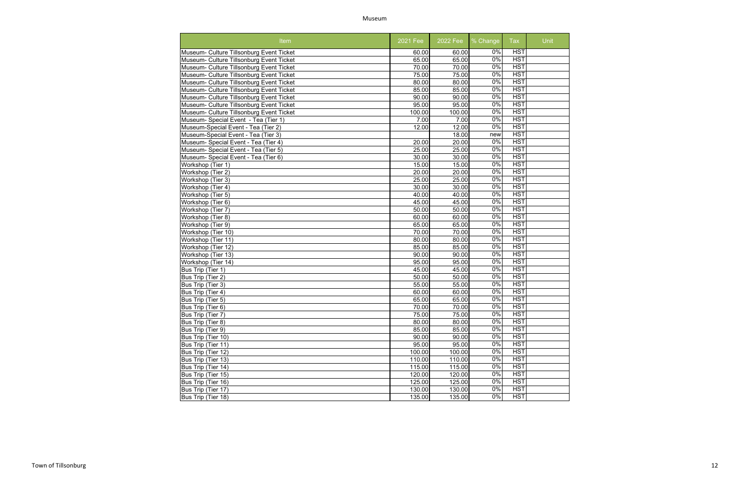# Museum

| Item | 2021 Fee | 2022 Fee | % Change | Tax | Unit |
| --- | --- | --- | --- | --- | --- |
| Museum- Culture Tillsonburg Event Ticket | 60.00 | 60.00 | 0% | HST | |
| Museum- Culture Tillsonburg Event Ticket | 65.00 | 65.00 | 0% | HST | |
| Museum- Culture Tillsonburg Event Ticket | 70.00 | 70.00 | 0% | HST | |
| Museum- Culture Tillsonburg Event Ticket | 75.00 | 75.00 | 0% | HST | |
| Museum- Culture Tillsonburg Event Ticket | 80.00 | 80.00 | 0% | HST | |
| Museum- Culture Tillsonburg Event Ticket | 85.00 | 85.00 | 0% | HST | |
| Museum- Culture Tillsonburg Event Ticket | 90.00 | 90.00 | 0% | HST | |
| Museum- Culture Tillsonburg Event Ticket | 95.00 | 95.00 | 0% | HST | |
| Museum- Culture Tillsonburg Event Ticket | 100.00 | 100.00 | 0% | HST | |
| Museum- Special Event - Tea (Tier 1) | 7.00 | 7.00 | 0% | HST | |
| Museum-Special Event - Tea (Tier 2) | 12.00 | 12.00 | 0% | HST | |
| Museum-Special Event - Tea (Tier 3) | | 18.00 | new | HST | |
| Museum- Special Event - Tea (Tier 4) | 20.00 | 20.00 | 0% | HST | |
| Museum- Special Event - Tea (Tier 5) | 25.00 | 25.00 | 0% | HST | |
| Museum- Special Event - Tea (Tier 6) | 30.00 | 30.00 | 0% | HST | |
| Workshop (Tier 1) | 15.00 | 15.00 | 0% | HST | |
| Workshop (Tier 2) | 20.00 | 20.00 | 0% | HST | |
| Workshop (Tier 3) | 25.00 | 25.00 | 0% | HST | |
| Workshop (Tier 4) | 30.00 | 30.00 | 0% | HST | |
| Workshop (Tier 5) | 40.00 | 40.00 | 0% | HST | |
| Workshop (Tier 6) | 45.00 | 45.00 | 0% | HST | |
| Workshop (Tier 7) | 50.00 | 50.00 | 0% | HST | |
| Workshop (Tier 8) | 60.00 | 60.00 | 0% | HST | |
| Workshop (Tier 9) | 65.00 | 65.00 | 0% | HST | |
| Workshop (Tier 10) | 70.00 | 70.00 | 0% | HST | |
| Workshop (Tier 11) | 80.00 | 80.00 | 0% | HST | |
| Workshop (Tier 12) | 85.00 | 85.00 | 0% | HST | |
| Workshop (Tier 13) | 90.00 | 90.00 | 0% | HST | |
| Workshop (Tier 14) | 95.00 | 95.00 | 0% | HST | |
| Bus Trip (Tier 1) | 45.00 | 45.00 | 0% | HST | |
| Bus Trip (Tier 2) | 50.00 | 50.00 | 0% | HST | |
| Bus Trip (Tier 3) | 55.00 | 55.00 | 0% | HST | |
| Bus Trip (Tier 4) | 60.00 | 60.00 | 0% | HST | |
| Bus Trip (Tier 5) | 65.00 | 65.00 | 0% | HST | |
| Bus Trip (Tier 6) | 70.00 | 70.00 | 0% | HST | |
| Bus Trip (Tier 7) | 75.00 | 75.00 | 0% | HST | |
| Bus Trip (Tier 8) | 80.00 | 80.00 | 0% | HST | |
| Bus Trip (Tier 9) | 85.00 | 85.00 | 0% | HST | |
| Bus Trip (Tier 10) | 90.00 | 90.00 | 0% | HST | |
| Bus Trip (Tier 11) | 95.00 | 95.00 | 0% | HST | |
| Bus Trip (Tier 12) | 100.00 | 100.00 | 0% | HST | |
| Bus Trip (Tier 13) | 110.00 | 110.00 | 0% | HST | |
| Bus Trip (Tier 14) | 115.00 | 115.00 | 0% | HST | |
| Bus Trip (Tier 15) | 120.00 | 120.00 | 0% | HST | |
| Bus Trip (Tier 16) | 125.00 | 125.00 | 0% | HST | |
| Bus Trip (Tier 17) | 130.00 | 130.00 | 0% | HST | |
| Bus Trip (Tier 18) | 135.00 | 135.00 | 0% | HST | |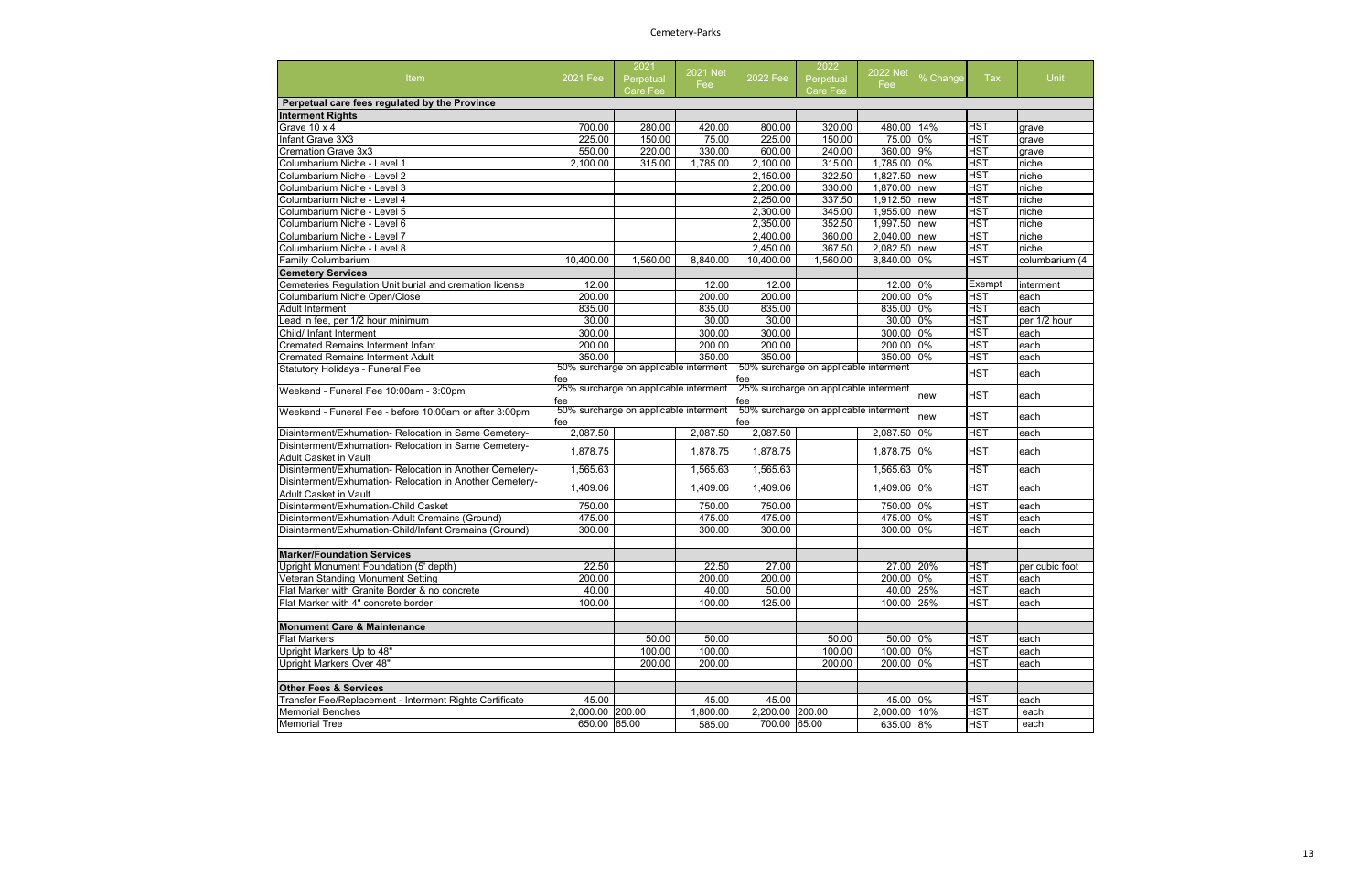# Cemetery-Parks

| Item | 2021 Fee | 2021 Perpetual Care Fee | 2021 Net Fee | 2022 Fee | 2022 Perpetual Care Fee | 2022 Net Fee | % Change | Tax | Unit |
|---|---|---|---|---|---|---|---|---|---|
| **Perpetual care fees regulated by the Province** | | | | | | | | | |
| **Interment Rights** | | | | | | | | | |
| Grave 10 x 4 | 700.00 | 280.00 | 420.00 | 800.00 | 320.00 | 480.00 | 14% | HST | grave |
| Infant Grave 3X3 | 225.00 | 150.00 | 75.00 | 225.00 | 150.00 | 75.00 | 0% | HST | grave |
| Cremation Grave 3x3 | 550.00 | 220.00 | 330.00 | 600.00 | 240.00 | 360.00 | 9% | HST | grave |
| Columbarium Niche - Level 1 | 2,100.00 | 315.00 | 1,785.00 | 2,100.00 | 315.00 | 1,785.00 | 0% | HST | niche |
| Columbarium Niche - Level 2 | | | | 2,150.00 | 322.50 | 1,827.50 | new | HST | niche |
| Columbarium Niche - Level 3 | | | | 2,200.00 | 330.00 | 1,870.00 | new | HST | niche |
| Columbarium Niche - Level 4 | | | | 2,250.00 | 337.50 | 1,912.50 | new | HST | niche |
| Columbarium Niche - Level 5 | | | | 2,300.00 | 345.00 | 1,955.00 | new | HST | niche |
| Columbarium Niche - Level 6 | | | | 2,350.00 | 352.50 | 1,997.50 | new | HST | niche |
| Columbarium Niche - Level 7 | | | | 2,400.00 | 360.00 | 2,040.00 | new | HST | niche |
| Columbarium Niche - Level 8 | | | | 2,450.00 | 367.50 | 2,082.50 | new | HST | niche |
| Family Columbarium | 10,400.00 | 1,560.00 | 8,840.00 | 10,400.00 | 1,560.00 | 8,840.00 | 0% | HST | columbarium (4 |
| **Cemetery Services** | | | | | | | | | |
| Cemeteries Regulation Unit burial and cremation license | 12.00 | | 12.00 | 12.00 | | 12.00 | 0% | Exempt | interment |
| Columbarium Niche Open/Close | 200.00 | | 200.00 | 200.00 | | 200.00 | 0% | HST | each |
| Adult Interment | 835.00 | | 835.00 | 835.00 | | 835.00 | 0% | HST | each |
| Lead in fee, per 1/2 hour minimum | 30.00 | | 30.00 | 30.00 | | 30.00 | 0% | HST | per 1/2 hour |
| Child/ Infant Interment | 300.00 | | 300.00 | 300.00 | | 300.00 | 0% | HST | each |
| Cremated Remains Interment Infant | 200.00 | | 200.00 | 200.00 | | 200.00 | 0% | HST | each |
| Cremated Remains Interment Adult | 350.00 | | 350.00 | 350.00 | | 350.00 | 0% | HST | each |
| Statutory Holidays - Funeral Fee | 50% surcharge on applicable interment fee | | | 50% surcharge on applicable interment fee | | | | HST | each |
| Weekend - Funeral Fee 10:00am - 3:00pm | 25% surcharge on applicable interment fee | | | 25% surcharge on applicable interment fee | | | new | HST | each |
| Weekend - Funeral Fee - before 10:00am or after 3:00pm | 50% surcharge on applicable interment fee | | | 50% surcharge on applicable interment fee | | | new | HST | each |
| Disinterment/Exhumation- Relocation in Same Cemetery- | 2,087.50 | | 2,087.50 | 2,087.50 | | 2,087.50 | 0% | HST | each |
| Disinterment/Exhumation- Relocation in Same Cemetery- Adult Casket in Vault | 1,878.75 | | 1,878.75 | 1,878.75 | | 1,878.75 | 0% | HST | each |
| Disinterment/Exhumation- Relocation in Another Cemetery- | 1,565.63 | | 1,565.63 | 1,565.63 | | 1,565.63 | 0% | HST | each |
| Disinterment/Exhumation- Relocation in Another Cemetery- Adult Casket in Vault | 1,409.06 | | 1,409.06 | 1,409.06 | | 1,409.06 | 0% | HST | each |
| Disinterment/Exhumation-Child Casket | 750.00 | | 750.00 | 750.00 | | 750.00 | 0% | HST | each |
| Disinterment/Exhumation-Adult Cremains (Ground) | 475.00 | | 475.00 | 475.00 | | 475.00 | 0% | HST | each |
| Disinterment/Exhumation-Child/Infant Cremains (Ground) | 300.00 | | 300.00 | 300.00 | | 300.00 | 0% | HST | each |
| | | | | | | | | | |
| **Marker/Foundation Services** | | | | | | | | | |
| Upright Monument Foundation (5' depth) | 22.50 | | 22.50 | 27.00 | | 27.00 | 20% | HST | per cubic foot |
| Veteran Standing Monument Setting | 200.00 | | 200.00 | 200.00 | | 200.00 | 0% | HST | each |
| Flat Marker with Granite Border & no concrete | 40.00 | | 40.00 | 50.00 | | 40.00 | 25% | HST | each |
| Flat Marker with 4" concrete border | 100.00 | | 100.00 | 125.00 | | 100.00 | 25% | HST | each |
| | | | | | | | | | |
| **Monument Care & Maintenance** | | | | | | | | | |
| Flat Markers | | 50.00 | 50.00 | | 50.00 | 50.00 | 0% | HST | each |
| Upright Markers Up to 48" | | 100.00 | 100.00 | | 100.00 | 100.00 | 0% | HST | each |
| Upright Markers Over 48" | | 200.00 | 200.00 | | 200.00 | 200.00 | 0% | HST | each |
| | | | | | | | | | |
| **Other Fees & Services** | | | | | | | | | |
| Transfer Fee/Replacement - Interment Rights Certificate | 45.00 | | 45.00 | 45.00 | | 45.00 | 0% | HST | each |
| Memorial Benches | 2,000.00 | 200.00 | 1,800.00 | 2,200.00 | 200.00 | 2,000.00 | 10% | HST | each |
| Memorial Tree | 650.00 | 65.00 | 585.00 | 700.00 | 65.00 | 635.00 | 8% | HST | each |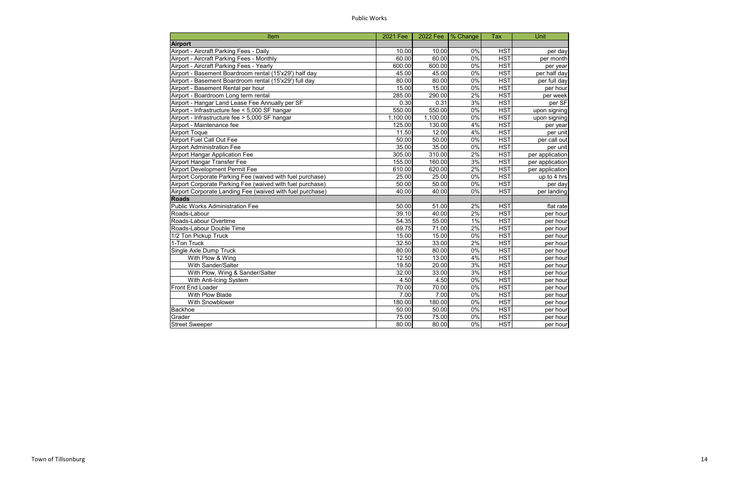| Item | 2021 Fee | 2022 Fee | % Change | Tax | Unit |
|---|---|---|---|---|---|
| **Airport** | | | | | |
| Airport - Aircraft Parking Fees - Daily | 10.00 | 10.00 | 0% | HST | per day |
| Airport - Aircraft Parking Fees - Monthly | 60.00 | 60.00 | 0% | HST | per month |
| Airport - Aircraft Parking Fees - Yearly | 600.00 | 600.00 | 0% | HST | per year |
| Airport - Basement Boardroom rental (15'x29') half day | 45.00 | 45.00 | 0% | HST | per half day |
| Airport - Basement Boardroom rental (15'x29') full day | 80.00 | 80.00 | 0% | HST | per full day |
| Airport - Basement Rental per hour | 15.00 | 15.00 | 0% | HST | per hour |
| Airport - Boardroom Long term rental | 285.00 | 290.00 | 2% | HST | per week |
| Airport - Hangar Land Lease Fee Annually per SF | 0.30 | 0.31 | 3% | HST | per SF |
| Airport - Infrastructure fee < 5,000 SF hangar | 550.00 | 550.00 | 0% | HST | upon signing |
| Airport - Infrastructure fee > 5,000 SF hangar | 1,100.00 | 1,100.00 | 0% | HST | upon signing |
| Airport - Maintenance fee | 125.00 | 130.00 | 4% | HST | per year |
| Airport Toque | 11.50 | 12.00 | 4% | HST | per unit |
| Airport Fuel Call Out Fee | 50.00 | 50.00 | 0% | HST | per call out |
| Airport Administration Fee | 35.00 | 35.00 | 0% | HST | per unit |
| Airport Hangar Application Fee | 305.00 | 310.00 | 2% | HST | per application |
| Airport Hangar Transfer Fee | 155.00 | 160.00 | 3% | HST | per application |
| Airport Development Permit Fee | 610.00 | 620.00 | 2% | HST | per application |
| Airport Corporate Parking Fee (waived with fuel purchase) | 25.00 | 25.00 | 0% | HST | up to 4 hrs |
| Airport Corporate Parking Fee (waived with fuel purchase) | 50.00 | 50.00 | 0% | HST | per day |
| Airport Corporate Landing Fee (waived with fuel purchase) | 40.00 | 40.00 | 0% | HST | per landing |
| **Roads** | | | | | |
| Public Works Administration Fee | 50.00 | 51.00 | 2% | HST | flat rate |
| Roads-Labour | 39.10 | 40.00 | 2% | HST | per hour |
| Roads-Labour Overtime | 54.35 | 55.00 | 1% | HST | per hour |
| Roads-Labour Double Time | 69.75 | 71.00 | 2% | HST | per hour |
| 1/2 Ton Pickup Truck | 15.00 | 15.00 | 0% | HST | per hour |
| 1-Ton Truck | 32.50 | 33.00 | 2% | HST | per hour |
| Single Axle Dump Truck | 80.00 | 80.00 | 0% | HST | per hour |
| With Plow & Wing | 12.50 | 13.00 | 4% | HST | per hour |
| With Sander/Salter | 19.50 | 20.00 | 3% | HST | per hour |
| With Plow, Wing & Sander/Salter | 32.00 | 33.00 | 3% | HST | per hour |
| With Anti-Icing System | 4.50 | 4.50 | 0% | HST | per hour |
| Front End Loader | 70.00 | 70.00 | 0% | HST | per hour |
| With Plow Blade | 7.00 | 7.00 | 0% | HST | per hour |
| With Snowblower | 180.00 | 180.00 | 0% | HST | per hour |
| Backhoe | 50.00 | 50.00 | 0% | HST | per hour |
| Grader | 75.00 | 75.00 | 0% | HST | per hour |
| Street Sweeper | 80.00 | 80.00 | 0% | HST | per hour |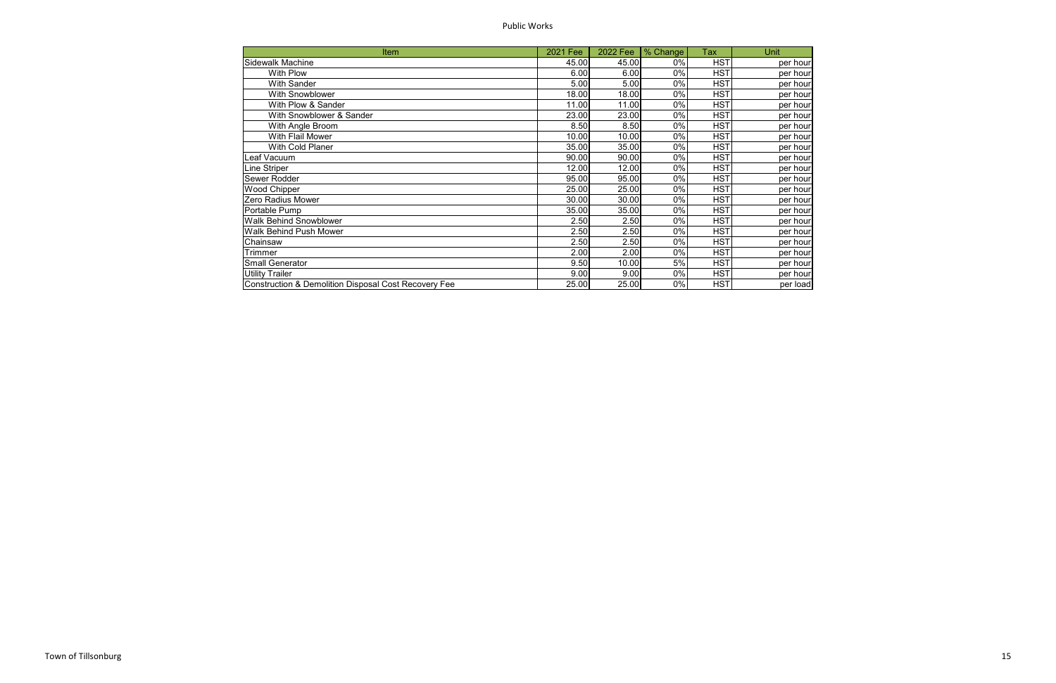## Public Works

| Item | 2021 Fee | 2022 Fee | % Change | Tax | Unit |
|---|---|---|---|---|---|
| Sidewalk Machine | 45.00 | 45.00 | 0% | HST | per hour |
| With Plow | 6.00 | 6.00 | 0% | HST | per hour |
| With Sander | 5.00 | 5.00 | 0% | HST | per hour |
| With Snowblower | 18.00 | 18.00 | 0% | HST | per hour |
| With Plow & Sander | 11.00 | 11.00 | 0% | HST | per hour |
| With Snowblower & Sander | 23.00 | 23.00 | 0% | HST | per hour |
| With Angle Broom | 8.50 | 8.50 | 0% | HST | per hour |
| With Flail Mower | 10.00 | 10.00 | 0% | HST | per hour |
| With Cold Planer | 35.00 | 35.00 | 0% | HST | per hour |
| Leaf Vacuum | 90.00 | 90.00 | 0% | HST | per hour |
| Line Striper | 12.00 | 12.00 | 0% | HST | per hour |
| Sewer Rodder | 95.00 | 95.00 | 0% | HST | per hour |
| Wood Chipper | 25.00 | 25.00 | 0% | HST | per hour |
| Zero Radius Mower | 30.00 | 30.00 | 0% | HST | per hour |
| Portable Pump | 35.00 | 35.00 | 0% | HST | per hour |
| Walk Behind Snowblower | 2.50 | 2.50 | 0% | HST | per hour |
| Walk Behind Push Mower | 2.50 | 2.50 | 0% | HST | per hour |
| Chainsaw | 2.50 | 2.50 | 0% | HST | per hour |
| Trimmer | 2.00 | 2.00 | 0% | HST | per hour |
| Small Generator | 9.50 | 10.00 | 5% | HST | per hour |
| Utility Trailer | 9.00 | 9.00 | 0% | HST | per hour |
| Construction & Demolition Disposal Cost Recovery Fee | 25.00 | 25.00 | 0% | HST | per load |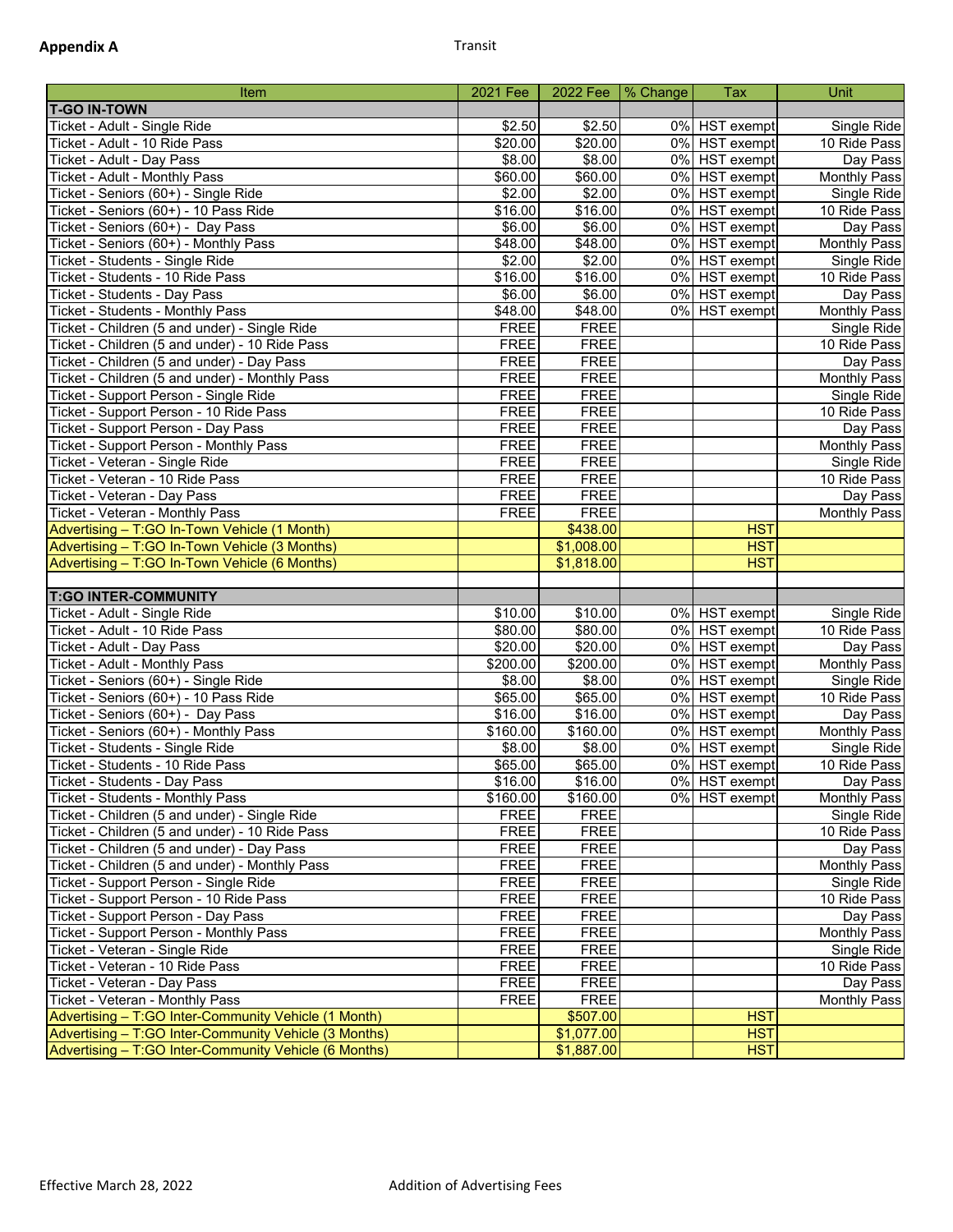**Appendix A** Transit

| Item | 2021 Fee | 2022 Fee | % Change | Tax | Unit |
|---|---|---|---|---|---|
| **T-GO IN-TOWN** | | | | | |
| Ticket - Adult - Single Ride | $2.50 | $2.50 | 0% | HST exempt | Single Ride |
| Ticket - Adult - 10 Ride Pass | $20.00 | $20.00 | 0% | HST exempt | 10 Ride Pass |
| Ticket - Adult - Day Pass | $8.00 | $8.00 | 0% | HST exempt | Day Pass |
| Ticket - Adult - Monthly Pass | $60.00 | $60.00 | 0% | HST exempt | Monthly Pass |
| Ticket - Seniors (60+) - Single Ride | $2.00 | $2.00 | 0% | HST exempt | Single Ride |
| Ticket - Seniors (60+) - 10 Pass Ride | $16.00 | $16.00 | 0% | HST exempt | 10 Ride Pass |
| Ticket - Seniors (60+) - Day Pass | $6.00 | $6.00 | 0% | HST exempt | Day Pass |
| Ticket - Seniors (60+) - Monthly Pass | $48.00 | $48.00 | 0% | HST exempt | Monthly Pass |
| Ticket - Students - Single Ride | $2.00 | $2.00 | 0% | HST exempt | Single Ride |
| Ticket - Students - 10 Ride Pass | $16.00 | $16.00 | 0% | HST exempt | 10 Ride Pass |
| Ticket - Students - Day Pass | $6.00 | $6.00 | 0% | HST exempt | Day Pass |
| Ticket - Students - Monthly Pass | $48.00 | $48.00 | 0% | HST exempt | Monthly Pass |
| Ticket - Children (5 and under) - Single Ride | FREE | FREE | | | Single Ride |
| Ticket - Children (5 and under) - 10 Ride Pass | FREE | FREE | | | 10 Ride Pass |
| Ticket - Children (5 and under) - Day Pass | FREE | FREE | | | Day Pass |
| Ticket - Children (5 and under) - Monthly Pass | FREE | FREE | | | Monthly Pass |
| Ticket - Support Person - Single Ride | FREE | FREE | | | Single Ride |
| Ticket - Support Person - 10 Ride Pass | FREE | FREE | | | 10 Ride Pass |
| Ticket - Support Person - Day Pass | FREE | FREE | | | Day Pass |
| Ticket - Support Person - Monthly Pass | FREE | FREE | | | Monthly Pass |
| Ticket - Veteran - Single Ride | FREE | FREE | | | Single Ride |
| Ticket - Veteran - 10 Ride Pass | FREE | FREE | | | 10 Ride Pass |
| Ticket - Veteran - Day Pass | FREE | FREE | | | Day Pass |
| Ticket - Veteran - Monthly Pass | FREE | FREE | | | Monthly Pass |
| Advertising – T:GO In-Town Vehicle (1 Month) | | $438.00 | | HST | |
| Advertising – T:GO In-Town Vehicle (3 Months) | | $1,008.00 | | HST | |
| Advertising – T:GO In-Town Vehicle (6 Months) | | $1,818.00 | | HST | |
| | | | | | |
| **T:GO INTER-COMMUNITY** | | | | | |
| Ticket - Adult - Single Ride | $10.00 | $10.00 | 0% | HST exempt | Single Ride |
| Ticket - Adult - 10 Ride Pass | $80.00 | $80.00 | 0% | HST exempt | 10 Ride Pass |
| Ticket - Adult - Day Pass | $20.00 | $20.00 | 0% | HST exempt | Day Pass |
| Ticket - Adult - Monthly Pass | $200.00 | $200.00 | 0% | HST exempt | Monthly Pass |
| Ticket - Seniors (60+) - Single Ride | $8.00 | $8.00 | 0% | HST exempt | Single Ride |
| Ticket - Seniors (60+) - 10 Pass Ride | $65.00 | $65.00 | 0% | HST exempt | 10 Ride Pass |
| Ticket - Seniors (60+) - Day Pass | $16.00 | $16.00 | 0% | HST exempt | Day Pass |
| Ticket - Seniors (60+) - Monthly Pass | $160.00 | $160.00 | 0% | HST exempt | Monthly Pass |
| Ticket - Students - Single Ride | $8.00 | $8.00 | 0% | HST exempt | Single Ride |
| Ticket - Students - 10 Ride Pass | $65.00 | $65.00 | 0% | HST exempt | 10 Ride Pass |
| Ticket - Students - Day Pass | $16.00 | $16.00 | 0% | HST exempt | Day Pass |
| Ticket - Students - Monthly Pass | $160.00 | $160.00 | 0% | HST exempt | Monthly Pass |
| Ticket - Children (5 and under) - Single Ride | FREE | FREE | | | Single Ride |
| Ticket - Children (5 and under) - 10 Ride Pass | FREE | FREE | | | 10 Ride Pass |
| Ticket - Children (5 and under) - Day Pass | FREE | FREE | | | Day Pass |
| Ticket - Children (5 and under) - Monthly Pass | FREE | FREE | | | Monthly Pass |
| Ticket - Support Person - Single Ride | FREE | FREE | | | Single Ride |
| Ticket - Support Person - 10 Ride Pass | FREE | FREE | | | 10 Ride Pass |
| Ticket - Support Person - Day Pass | FREE | FREE | | | Day Pass |
| Ticket - Support Person - Monthly Pass | FREE | FREE | | | Monthly Pass |
| Ticket - Veteran - Single Ride | FREE | FREE | | | Single Ride |
| Ticket - Veteran - 10 Ride Pass | FREE | FREE | | | 10 Ride Pass |
| Ticket - Veteran - Day Pass | FREE | FREE | | | Day Pass |
| Ticket - Veteran - Monthly Pass | FREE | FREE | | | Monthly Pass |
| Advertising – T:GO Inter-Community Vehicle (1 Month) | | $507.00 | | HST | |
| Advertising – T:GO Inter-Community Vehicle (3 Months) | | $1,077.00 | | HST | |
| Advertising – T:GO Inter-Community Vehicle (6 Months) | | $1,887.00 | | HST | |

Effective March 28, 2022 Addition of Advertising Fees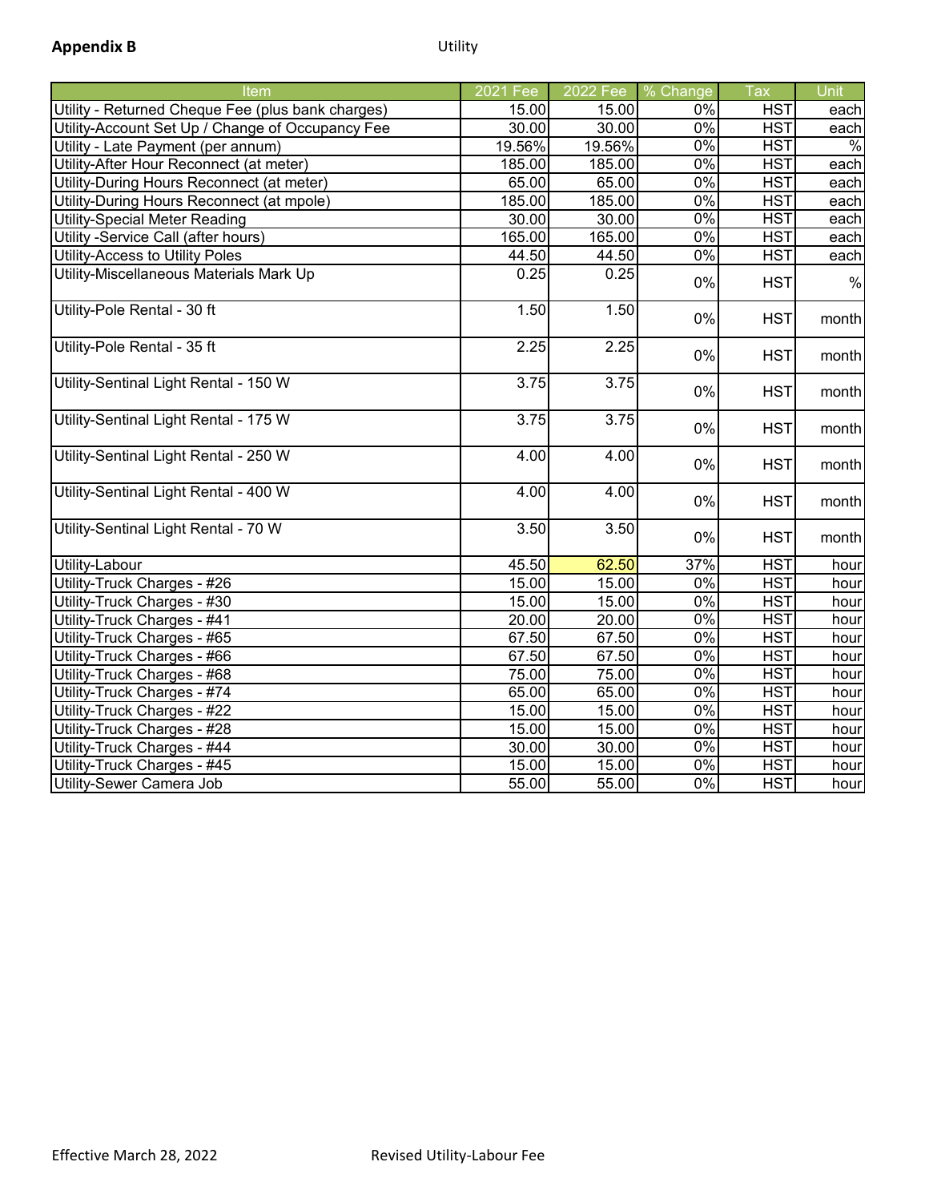**Appendix B** Utility

| Item | 2021 Fee | 2022 Fee | % Change | Tax | Unit |
|---|---|---|---|---|---|
| Utility - Returned Cheque Fee (plus bank charges) | 15.00 | 15.00 | 0% | HST | each |
| Utility-Account Set Up / Change of Occupancy Fee | 30.00 | 30.00 | 0% | HST | each |
| Utility - Late Payment (per annum) | 19.56% | 19.56% | 0% | HST | % |
| Utility-After Hour Reconnect (at meter) | 185.00 | 185.00 | 0% | HST | each |
| Utility-During Hours Reconnect (at meter) | 65.00 | 65.00 | 0% | HST | each |
| Utility-During Hours Reconnect (at mpole) | 185.00 | 185.00 | 0% | HST | each |
| Utility-Special Meter Reading | 30.00 | 30.00 | 0% | HST | each |
| Utility -Service Call (after hours) | 165.00 | 165.00 | 0% | HST | each |
| Utility-Access to Utility Poles | 44.50 | 44.50 | 0% | HST | each |
| Utility-Miscellaneous Materials Mark Up | 0.25 | 0.25 | 0% | HST | % |
| Utility-Pole Rental - 30 ft | 1.50 | 1.50 | 0% | HST | month |
| Utility-Pole Rental - 35 ft | 2.25 | 2.25 | 0% | HST | month |
| Utility-Sentinal Light Rental - 150 W | 3.75 | 3.75 | 0% | HST | month |
| Utility-Sentinal Light Rental - 175 W | 3.75 | 3.75 | 0% | HST | month |
| Utility-Sentinal Light Rental - 250 W | 4.00 | 4.00 | 0% | HST | month |
| Utility-Sentinal Light Rental - 400 W | 4.00 | 4.00 | 0% | HST | month |
| Utility-Sentinal Light Rental - 70 W | 3.50 | 3.50 | 0% | HST | month |
| Utility-Labour | 45.50 | 62.50 | 37% | HST | hour |
| Utility-Truck Charges - #26 | 15.00 | 15.00 | 0% | HST | hour |
| Utility-Truck Charges - #30 | 15.00 | 15.00 | 0% | HST | hour |
| Utility-Truck Charges - #41 | 20.00 | 20.00 | 0% | HST | hour |
| Utility-Truck Charges - #65 | 67.50 | 67.50 | 0% | HST | hour |
| Utility-Truck Charges - #66 | 67.50 | 67.50 | 0% | HST | hour |
| Utility-Truck Charges - #68 | 75.00 | 75.00 | 0% | HST | hour |
| Utility-Truck Charges - #74 | 65.00 | 65.00 | 0% | HST | hour |
| Utility-Truck Charges - #22 | 15.00 | 15.00 | 0% | HST | hour |
| Utility-Truck Charges - #28 | 15.00 | 15.00 | 0% | HST | hour |
| Utility-Truck Charges - #44 | 30.00 | 30.00 | 0% | HST | hour |
| Utility-Truck Charges - #45 | 15.00 | 15.00 | 0% | HST | hour |
| Utility-Sewer Camera Job | 55.00 | 55.00 | 0% | HST | hour |

Effective March 28, 2022 Revised Utility-Labour Fee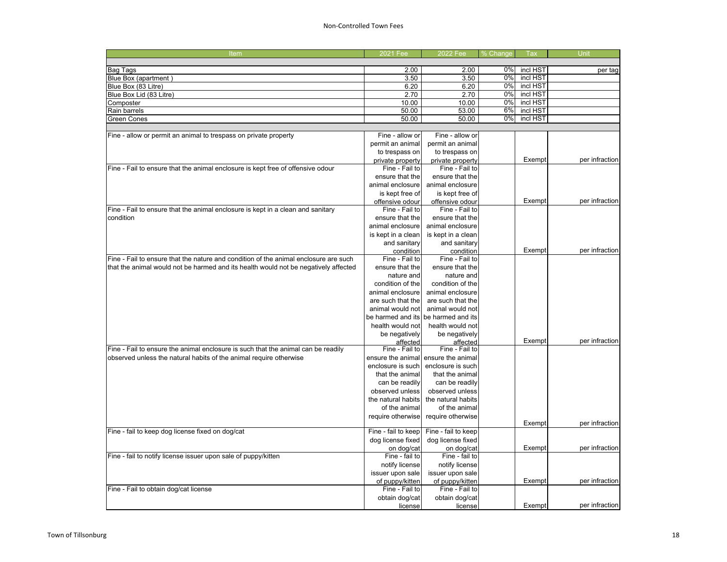# Non-Controlled Town Fees

| Item | 2021 Fee | 2022 Fee | % Change | Tax | Unit |
|---|---|---|---|---|---|
| | | | | | |
| Bag Tags | 2.00 | 2.00 | 0% | incl HST | per tag |
| Blue Box (apartment ) | 3.50 | 3.50 | 0% | incl HST | |
| Blue Box (83 Litre) | 6.20 | 6.20 | 0% | incl HST | |
| Blue Box Lid (83 Litre) | 2.70 | 2.70 | 0% | incl HST | |
| Composter | 10.00 | 10.00 | 0% | incl HST | |
| Rain barrels | 50.00 | 53.00 | 6% | incl HST | |
| Green Cones | 50.00 | 50.00 | 0% | incl HST | |
| | | | | | |
| Fine - allow or permit an animal to trespass on private property | Fine - allow or permit an animal to trespass on private property | Fine - allow or permit an animal to trespass on private property | | Exempt | per infraction |
| Fine - Fail to ensure that the animal enclosure is kept free of offensive odour | Fine - Fail to ensure that the animal enclosure is kept free of offensive odour | Fine - Fail to ensure that the animal enclosure is kept free of offensive odour | | Exempt | per infraction |
| Fine - Fail to ensure that the animal enclosure is kept in a clean and sanitary condition | Fine - Fail to ensure that the animal enclosure is kept in a clean and sanitary condition | Fine - Fail to ensure that the animal enclosure is kept in a clean and sanitary condition | | Exempt | per infraction |
| Fine - Fail to ensure that the nature and condition of the animal enclosure are such that the animal would not be harmed and its health would not be negatively affected | Fine - Fail to ensure that the nature and condition of the animal enclosure are such that the animal would not be harmed and its health would not be negatively affected | Fine - Fail to ensure that the nature and condition of the animal enclosure are such that the animal would not be harmed and its health would not be negatively affected | | Exempt | per infraction |
| Fine - Fail to ensure the animal enclosure is such that the animal can be readily observed unless the natural habits of the animal require otherwise | Fine - Fail to ensure the animal enclosure is such that the animal can be readily observed unless the natural habits of the animal require otherwise | Fine - Fail to ensure the animal enclosure is such that the animal can be readily observed unless the natural habits of the animal require otherwise | | Exempt | per infraction |
| Fine - fail to keep dog license fixed on dog/cat | Fine - fail to keep dog license fixed on dog/cat | Fine - fail to keep dog license fixed on dog/cat | | Exempt | per infraction |
| Fine - fail to notify license issuer upon sale of puppy/kitten | Fine - fail to notify license issuer upon sale of puppy/kitten | Fine - fail to notify license issuer upon sale of puppy/kitten | | Exempt | per infraction |
| Fine - Fail to obtain dog/cat license | Fine - Fail to obtain dog/cat license | Fine - Fail to obtain dog/cat license | | Exempt | per infraction |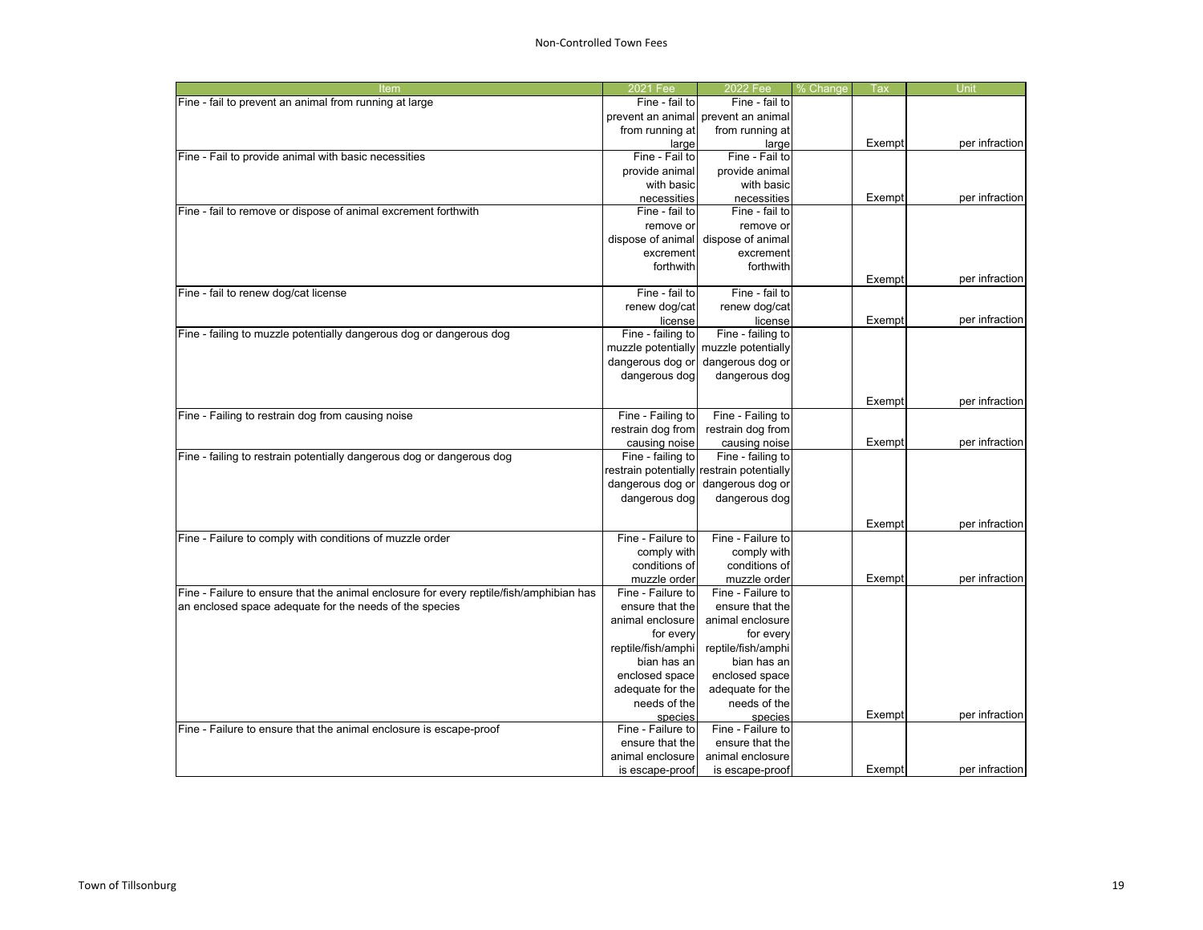## Non-Controlled Town Fees

| Item | 2021 Fee | 2022 Fee | % Change | Tax | Unit |
|---|---|---|---|---|---|
| Fine - fail to prevent an animal from running at large | Fine - fail to prevent an animal from running at large | Fine - fail to prevent an animal from running at large | | Exempt | per infraction |
| Fine - Fail to provide animal with basic necessities | Fine - Fail to provide animal with basic necessities | Fine - Fail to provide animal with basic necessities | | Exempt | per infraction |
| Fine - fail to remove or dispose of animal excrement forthwith | Fine - fail to remove or dispose of animal excrement forthwith | Fine - fail to remove or dispose of animal excrement forthwith | | Exempt | per infraction |
| Fine - fail to renew dog/cat license | Fine - fail to renew dog/cat license | Fine - fail to renew dog/cat license | | Exempt | per infraction |
| Fine - failing to muzzle potentially dangerous dog or dangerous dog | Fine - failing to muzzle potentially dangerous dog or dangerous dog | Fine - failing to muzzle potentially dangerous dog or dangerous dog | | Exempt | per infraction |
| Fine - Failing to restrain dog from causing noise | Fine - Failing to restrain dog from causing noise | Fine - Failing to restrain dog from causing noise | | Exempt | per infraction |
| Fine - failing to restrain potentially dangerous dog or dangerous dog | Fine - failing to restrain potentially dangerous dog or dangerous dog | Fine - failing to restrain potentially dangerous dog or dangerous dog | | Exempt | per infraction |
| Fine - Failure to comply with conditions of muzzle order | Fine - Failure to comply with conditions of muzzle order | Fine - Failure to comply with conditions of muzzle order | | Exempt | per infraction |
| Fine - Failure to ensure that the animal enclosure for every reptile/fish/amphibian has an enclosed space adequate for the needs of the species | Fine - Failure to ensure that the animal enclosure for every reptile/fish/amphibian has an enclosed space adequate for the needs of the species | Fine - Failure to ensure that the animal enclosure for every reptile/fish/amphibian has an enclosed space adequate for the needs of the species | | Exempt | per infraction |
| Fine - Failure to ensure that the animal enclosure is escape-proof | Fine - Failure to ensure that the animal enclosure is escape-proof | Fine - Failure to ensure that the animal enclosure is escape-proof | | Exempt | per infraction |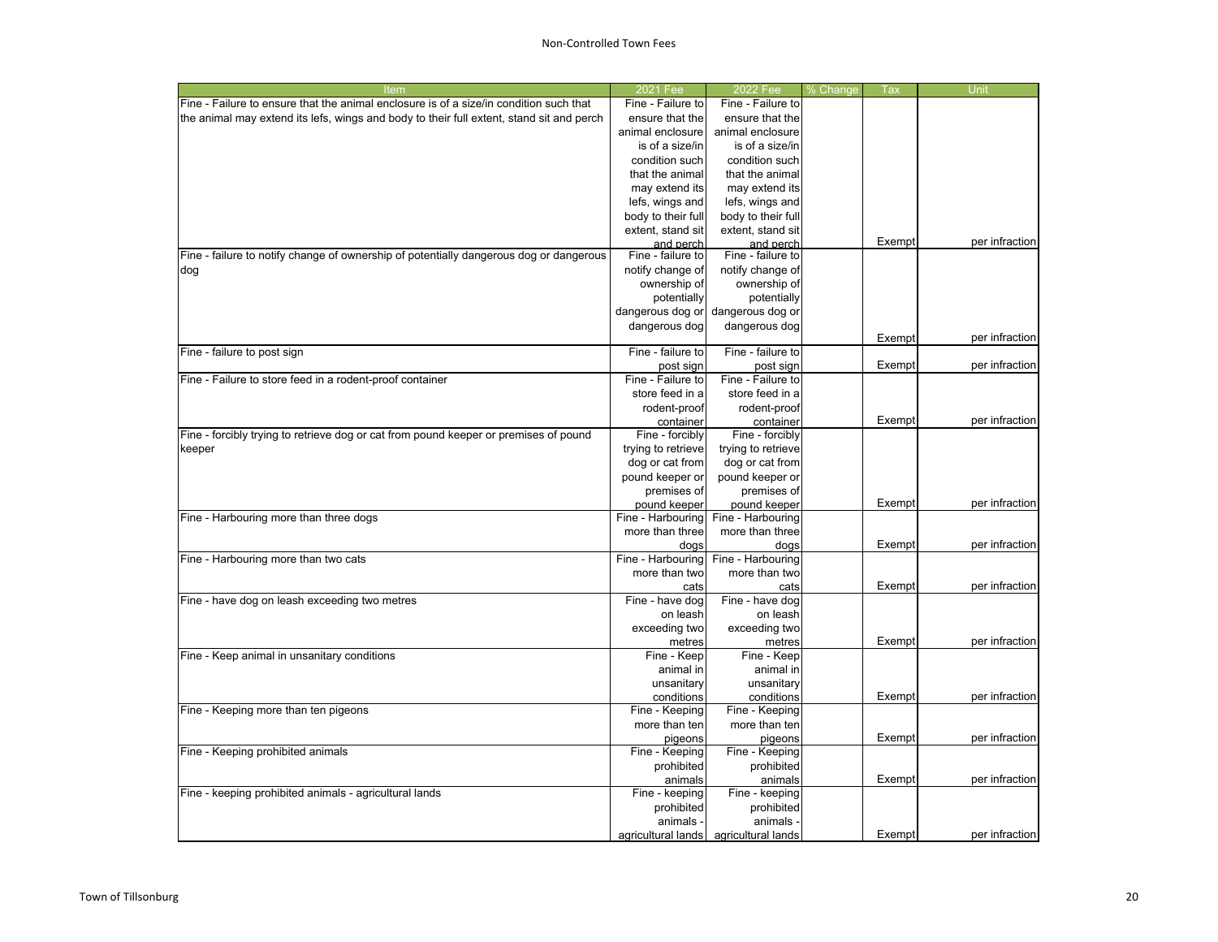# Non-Controlled Town Fees

| Item | 2021 Fee | 2022 Fee | % Change | Tax | Unit |
|---|---|---|---|---|---|
| Fine - Failure to ensure that the animal enclosure is of a size/in condition such that the animal may extend its lefs, wings and body to their full extent, stand sit and perch | Fine - Failure to ensure that the animal enclosure is of a size/in condition such that the animal may extend its lefs, wings and body to their full extent, stand sit and perch | Fine - Failure to ensure that the animal enclosure is of a size/in condition such that the animal may extend its lefs, wings and body to their full extent, stand sit and perch | | Exempt | per infraction |
| Fine - failure to notify change of ownership of potentially dangerous dog or dangerous dog | Fine - failure to notify change of ownership of potentially dangerous dog or dangerous dog | Fine - failure to notify change of ownership of potentially dangerous dog or dangerous dog | | Exempt | per infraction |
| Fine - failure to post sign | Fine - failure to post sign | Fine - failure to post sign | | Exempt | per infraction |
| Fine - Failure to store feed in a rodent-proof container | Fine - Failure to store feed in a rodent-proof container | Fine - Failure to store feed in a rodent-proof container | | Exempt | per infraction |
| Fine - forcibly trying to retrieve dog or cat from pound keeper or premises of pound keeper | Fine - forcibly trying to retrieve dog or cat from pound keeper or premises of pound keeper | Fine - forcibly trying to retrieve dog or cat from pound keeper or premises of pound keeper | | Exempt | per infraction |
| Fine - Harbouring more than three dogs | Fine - Harbouring more than three dogs | Fine - Harbouring more than three dogs | | Exempt | per infraction |
| Fine - Harbouring more than two cats | Fine - Harbouring more than two cats | Fine - Harbouring more than two cats | | Exempt | per infraction |
| Fine - have dog on leash exceeding two metres | Fine - have dog on leash exceeding two metres | Fine - have dog on leash exceeding two metres | | Exempt | per infraction |
| Fine - Keep animal in unsanitary conditions | Fine - Keep animal in unsanitary conditions | Fine - Keep animal in unsanitary conditions | | Exempt | per infraction |
| Fine - Keeping more than ten pigeons | Fine - Keeping more than ten pigeons | Fine - Keeping more than ten pigeons | | Exempt | per infraction |
| Fine - Keeping prohibited animals | Fine - Keeping prohibited animals | Fine - Keeping prohibited animals | | Exempt | per infraction |
| Fine - keeping prohibited animals - agricultural lands | Fine - keeping prohibited animals - agricultural lands | Fine - keeping prohibited animals - agricultural lands | | Exempt | per infraction |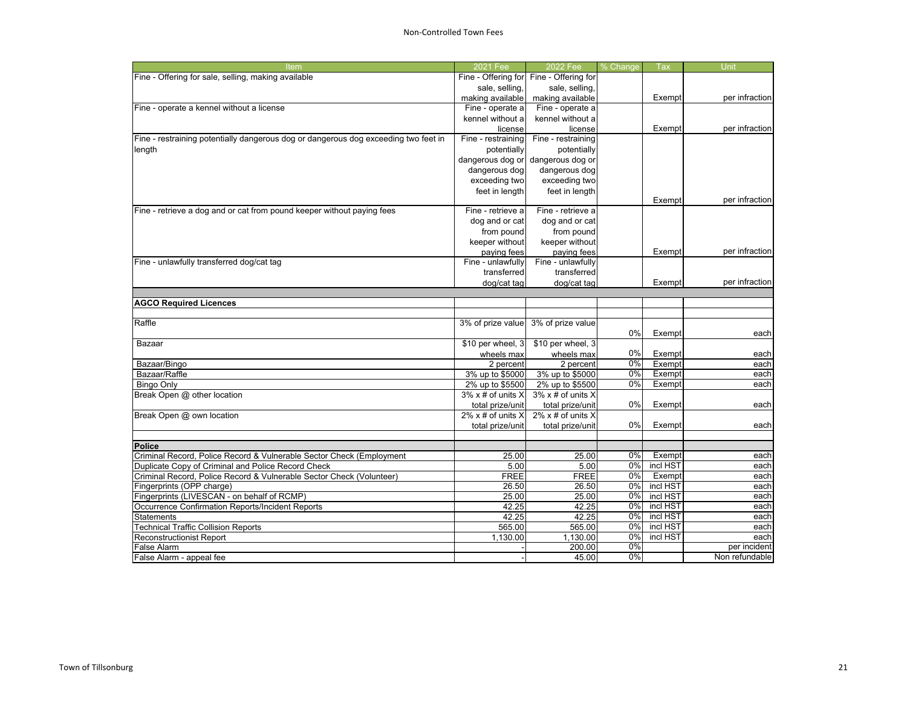## Non-Controlled Town Fees

| Item | 2021 Fee | 2022 Fee | % Change | Tax | Unit |
|---|---|---|---|---|---|
| Fine - Offering for sale, selling, making available | Fine - Offering for sale, selling, making available | Fine - Offering for sale, selling, making available | | Exempt | per infraction |
| Fine - operate a kennel without a license | Fine - operate a kennel without a license | Fine - operate a kennel without a license | | Exempt | per infraction |
| Fine - restraining potentially dangerous dog or dangerous dog exceeding two feet in length | Fine - restraining potentially dangerous dog or dangerous dog exceeding two feet in length | Fine - restraining potentially dangerous dog or dangerous dog exceeding two feet in length | | Exempt | per infraction |
| Fine - retrieve a dog and or cat from pound keeper without paying fees | Fine - retrieve a dog and or cat from pound keeper without paying fees | Fine - retrieve a dog and or cat from pound keeper without paying fees | | Exempt | per infraction |
| Fine - unlawfully transferred dog/cat tag | Fine - unlawfully transferred dog/cat tag | Fine - unlawfully transferred dog/cat tag | | Exempt | per infraction |
| | | | | | |
| **AGCO Required Licences** | | | | | |
| | | | | | |
| Raffle | 3% of prize value | 3% of prize value | 0% | Exempt | each |
| Bazaar | $10 per wheel, 3 wheels max | $10 per wheel, 3 wheels max | 0% | Exempt | each |
| Bazaar/Bingo | 2 percent | 2 percent | 0% | Exempt | each |
| Bazaar/Raffle | 3% up to $5000 | 3% up to $5000 | 0% | Exempt | each |
| Bingo Only | 2% up to $5500 | 2% up to $5500 | 0% | Exempt | each |
| Break Open @ other location | 3% x # of units X total prize/unit | 3% x # of units X total prize/unit | 0% | Exempt | each |
| Break Open @ own location | 2% x # of units X total prize/unit | 2% x # of units X total prize/unit | 0% | Exempt | each |
| | | | | | |
| **Police** | | | | | |
| Criminal Record, Police Record & Vulnerable Sector Check (Employment | 25.00 | 25.00 | 0% | Exempt | each |
| Duplicate Copy of Criminal and Police Record Check | 5.00 | 5.00 | 0% | incl HST | each |
| Criminal Record, Police Record & Vulnerable Sector Check (Volunteer) | FREE | FREE | 0% | Exempt | each |
| Fingerprints (OPP charge) | 26.50 | 26.50 | 0% | incl HST | each |
| Fingerprints (LIVESCAN - on behalf of RCMP) | 25.00 | 25.00 | 0% | incl HST | each |
| Occurrence Confirmation Reports/Incident Reports | 42.25 | 42.25 | 0% | incl HST | each |
| Statements | 42.25 | 42.25 | 0% | incl HST | each |
| Technical Traffic Collision Reports | 565.00 | 565.00 | 0% | incl HST | each |
| Reconstructionist Report | 1,130.00 | 1,130.00 | 0% | incl HST | each |
| False Alarm | - | 200.00 | 0% | | per incident |
| False Alarm - appeal fee | - | 45.00 | 0% | | Non refundable |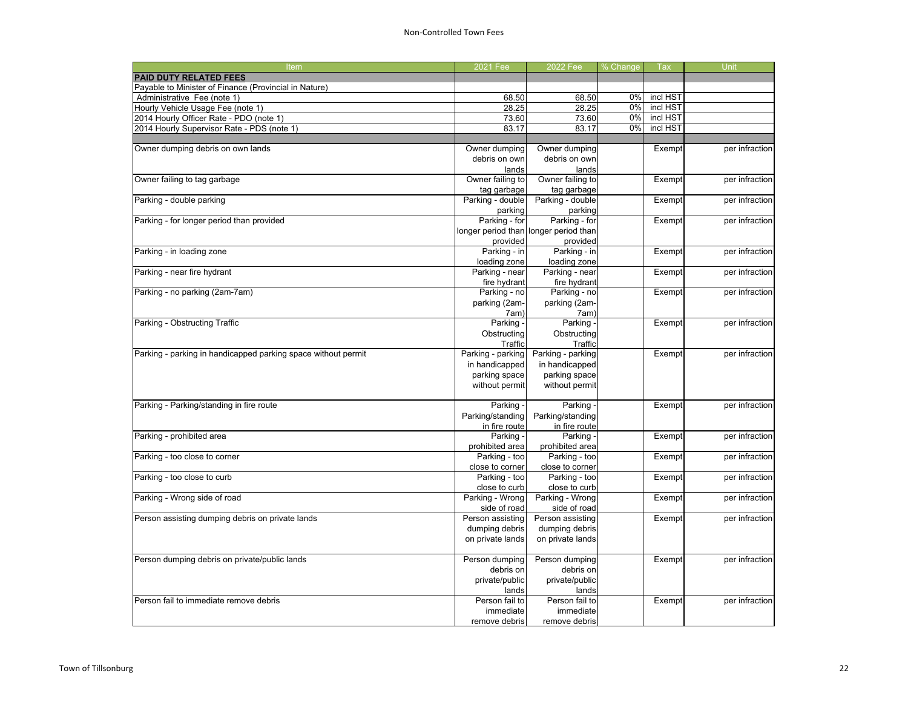## Non-Controlled Town Fees

| Item | 2021 Fee | 2022 Fee | % Change | Tax | Unit |
|---|---|---|---|---|---|
| **PAID DUTY RELATED FEES** | | | | | |
| Payable to Minister of Finance (Provincial in Nature) | | | | | |
| Administrative Fee (note 1) | 68.50 | 68.50 | 0% | incl HST | |
| Hourly Vehicle Usage Fee (note 1) | 28.25 | 28.25 | 0% | incl HST | |
| 2014 Hourly Officer Rate - PDO (note 1) | 73.60 | 73.60 | 0% | incl HST | |
| 2014 Hourly Supervisor Rate - PDS (note 1) | 83.17 | 83.17 | 0% | incl HST | |
| | | | | | |
| Owner dumping debris on own lands | Owner dumping debris on own lands | Owner dumping debris on own lands | | Exempt | per infraction |
| Owner failing to tag garbage | Owner failing to tag garbage | Owner failing to tag garbage | | Exempt | per infraction |
| Parking - double parking | Parking - double parking | Parking - double parking | | Exempt | per infraction |
| Parking - for longer period than provided | Parking - for longer period than provided | Parking - for longer period than provided | | Exempt | per infraction |
| Parking - in loading zone | Parking - in loading zone | Parking - in loading zone | | Exempt | per infraction |
| Parking - near fire hydrant | Parking - near fire hydrant | Parking - near fire hydrant | | Exempt | per infraction |
| Parking - no parking (2am-7am) | Parking - no parking (2am-7am) | Parking - no parking (2am-7am) | | Exempt | per infraction |
| Parking - Obstructing Traffic | Parking - Obstructing Traffic | Parking - Obstructing Traffic | | Exempt | per infraction |
| Parking - parking in handicapped parking space without permit | Parking - parking in handicapped parking space without permit | Parking - parking in handicapped parking space without permit | | Exempt | per infraction |
| Parking - Parking/standing in fire route | Parking - Parking/standing in fire route | Parking - Parking/standing in fire route | | Exempt | per infraction |
| Parking - prohibited area | Parking - prohibited area | Parking - prohibited area | | Exempt | per infraction |
| Parking - too close to corner | Parking - too close to corner | Parking - too close to corner | | Exempt | per infraction |
| Parking - too close to curb | Parking - too close to curb | Parking - too close to curb | | Exempt | per infraction |
| Parking - Wrong side of road | Parking - Wrong side of road | Parking - Wrong side of road | | Exempt | per infraction |
| Person assisting dumping debris on private lands | Person assisting dumping debris on private lands | Person assisting dumping debris on private lands | | Exempt | per infraction |
| Person dumping debris on private/public lands | Person dumping debris on private/public lands | Person dumping debris on private/public lands | | Exempt | per infraction |
| Person fail to immediate remove debris | Person fail to immediate remove debris | Person fail to immediate remove debris | | Exempt | per infraction |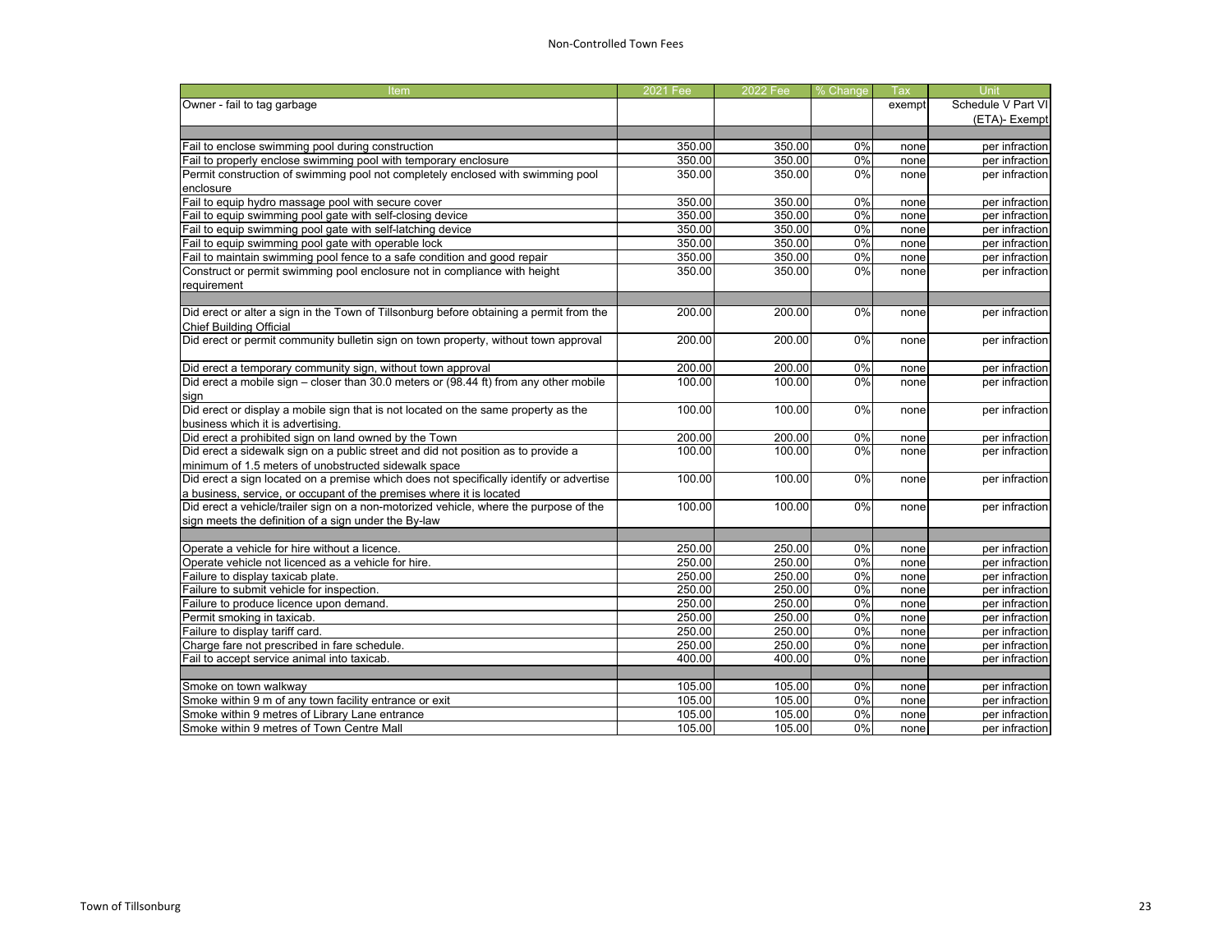| Item | 2021 Fee | 2022 Fee | % Change | Tax | Unit |
|---|---|---|---|---|---|
| Owner - fail to tag garbage | | | | exempt | Schedule V Part VI (ETA)- Exempt |
| | | | | | |
| Fail to enclose swimming pool during construction | 350.00 | 350.00 | 0% | none | per infraction |
| Fail to properly enclose swimming pool with temporary enclosure | 350.00 | 350.00 | 0% | none | per infraction |
| Permit construction of swimming pool not completely enclosed with swimming pool enclosure | 350.00 | 350.00 | 0% | none | per infraction |
| Fail to equip hydro massage pool with secure cover | 350.00 | 350.00 | 0% | none | per infraction |
| Fail to equip swimming pool gate with self-closing device | 350.00 | 350.00 | 0% | none | per infraction |
| Fail to equip swimming pool gate with self-latching device | 350.00 | 350.00 | 0% | none | per infraction |
| Fail to equip swimming pool gate with operable lock | 350.00 | 350.00 | 0% | none | per infraction |
| Fail to maintain swimming pool fence to a safe condition and good repair | 350.00 | 350.00 | 0% | none | per infraction |
| Construct or permit swimming pool enclosure not in compliance with height requirement | 350.00 | 350.00 | 0% | none | per infraction |
| | | | | | |
| Did erect or alter a sign in the Town of Tillsonburg before obtaining a permit from the Chief Building Official | 200.00 | 200.00 | 0% | none | per infraction |
| Did erect or permit community bulletin sign on town property, without town approval | 200.00 | 200.00 | 0% | none | per infraction |
| Did erect a temporary community sign, without town approval | 200.00 | 200.00 | 0% | none | per infraction |
| Did erect a mobile sign – closer than 30.0 meters or (98.44 ft) from any other mobile sign | 100.00 | 100.00 | 0% | none | per infraction |
| Did erect or display a mobile sign that is not located on the same property as the business which it is advertising. | 100.00 | 100.00 | 0% | none | per infraction |
| Did erect a prohibited sign on land owned by the Town | 200.00 | 200.00 | 0% | none | per infraction |
| Did erect a sidewalk sign on a public street and did not position as to provide a minimum of 1.5 meters of unobstructed sidewalk space | 100.00 | 100.00 | 0% | none | per infraction |
| Did erect a sign located on a premise which does not specifically identify or advertise a business, service, or occupant of the premises where it is located | 100.00 | 100.00 | 0% | none | per infraction |
| Did erect a vehicle/trailer sign on a non-motorized vehicle, where the purpose of the sign meets the definition of a sign under the By-law | 100.00 | 100.00 | 0% | none | per infraction |
| | | | | | |
| Operate a vehicle for hire without a licence. | 250.00 | 250.00 | 0% | none | per infraction |
| Operate vehicle not licenced as a vehicle for hire. | 250.00 | 250.00 | 0% | none | per infraction |
| Failure to display taxicab plate. | 250.00 | 250.00 | 0% | none | per infraction |
| Failure to submit vehicle for inspection. | 250.00 | 250.00 | 0% | none | per infraction |
| Failure to produce licence upon demand. | 250.00 | 250.00 | 0% | none | per infraction |
| Permit smoking in taxicab. | 250.00 | 250.00 | 0% | none | per infraction |
| Failure to display tariff card. | 250.00 | 250.00 | 0% | none | per infraction |
| Charge fare not prescribed in fare schedule. | 250.00 | 250.00 | 0% | none | per infraction |
| Fail to accept service animal into taxicab. | 400.00 | 400.00 | 0% | none | per infraction |
| | | | | | |
| Smoke on town walkway | 105.00 | 105.00 | 0% | none | per infraction |
| Smoke within 9 m of any town facility entrance or exit | 105.00 | 105.00 | 0% | none | per infraction |
| Smoke within 9 metres of Library Lane entrance | 105.00 | 105.00 | 0% | none | per infraction |
| Smoke within 9 metres of Town Centre Mall | 105.00 | 105.00 | 0% | none | per infraction |